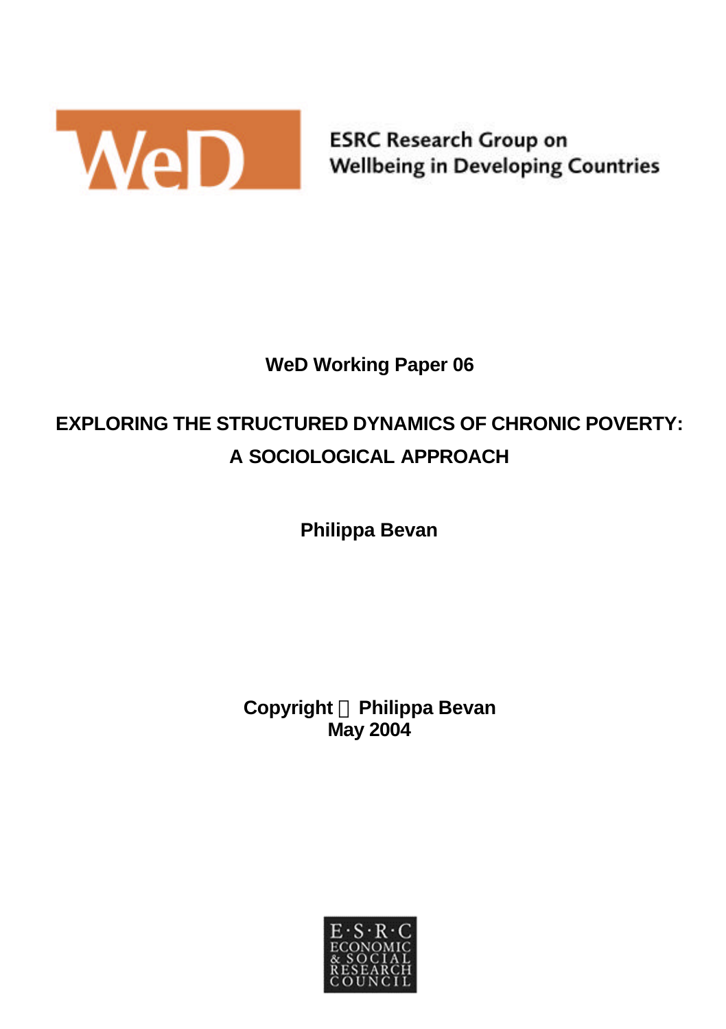ESRC Research Group on
Wellbeing in Developing Countries

**WeD Working Paper 06**

# EXPLORING THE STRUCTURED DYNAMICS OF CHRONIC POVERTY: A SOCIOLOGICAL APPROACH

**Philippa Bevan**

**Copyright © Philippa Bevan**
**May 2004**

E·S·R·C
ECONOMIC
& SOCIAL
RESEARCH
COUNCIL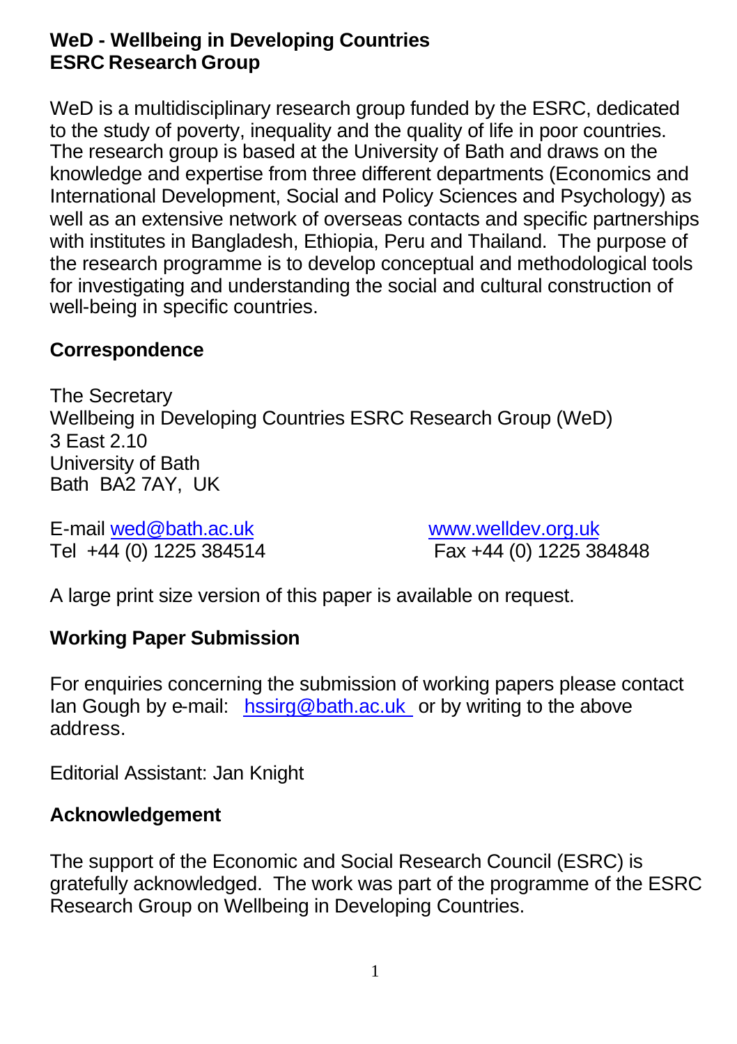**WeD - Wellbeing in Developing Countries**
**ESRC Research Group**

WeD is a multidisciplinary research group funded by the ESRC, dedicated to the study of poverty, inequality and the quality of life in poor countries. The research group is based at the University of Bath and draws on the knowledge and expertise from three different departments (Economics and International Development, Social and Policy Sciences and Psychology) as well as an extensive network of overseas contacts and specific partnerships with institutes in Bangladesh, Ethiopia, Peru and Thailand. The purpose of the research programme is to develop conceptual and methodological tools for investigating and understanding the social and cultural construction of well-being in specific countries.

**Correspondence**

The Secretary
Wellbeing in Developing Countries ESRC Research Group (WeD)
3 East 2.10
University of Bath
Bath BA2 7AY, UK

E-mail wed@bath.ac.uk
Tel +44 (0) 1225 384514

www.welldev.org.uk
Fax +44 (0) 1225 384848

A large print size version of this paper is available on request.

**Working Paper Submission**

For enquiries concerning the submission of working papers please contact Ian Gough by e-mail: hssirg@bath.ac.uk or by writing to the above address.

Editorial Assistant: Jan Knight

**Acknowledgement**

The support of the Economic and Social Research Council (ESRC) is gratefully acknowledged. The work was part of the programme of the ESRC Research Group on Wellbeing in Developing Countries.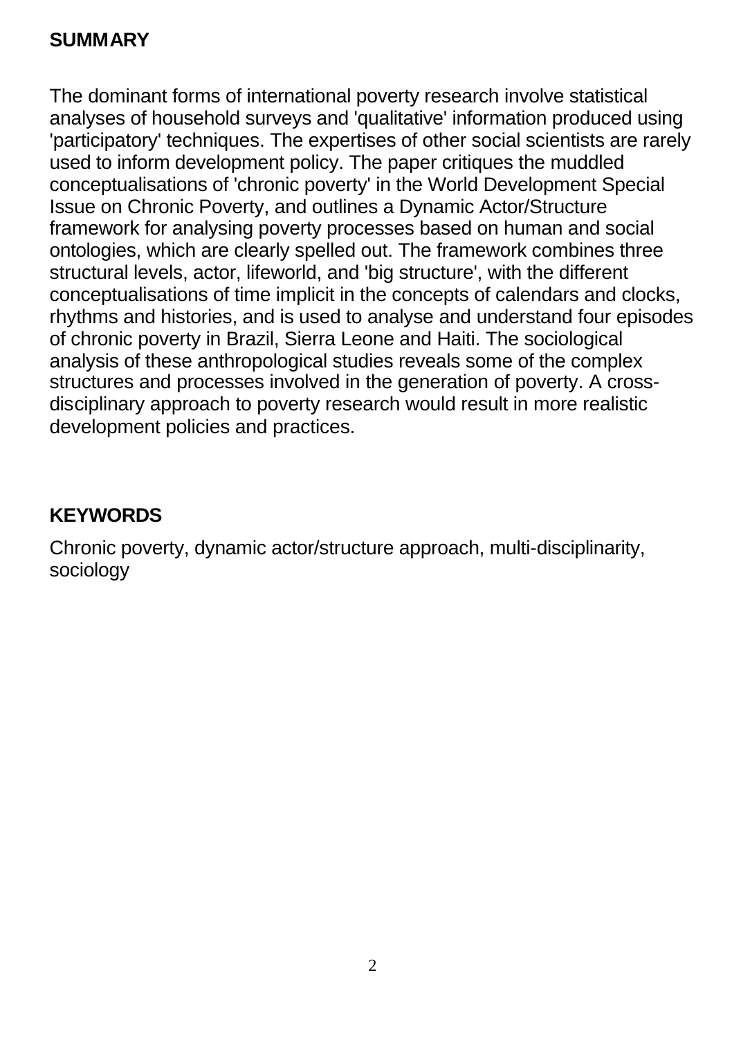## SUMMARY

The dominant forms of international poverty research involve statistical analyses of household surveys and 'qualitative' information produced using 'participatory' techniques. The expertises of other social scientists are rarely used to inform development policy. The paper critiques the muddled conceptualisations of 'chronic poverty' in the World Development Special Issue on Chronic Poverty, and outlines a Dynamic Actor/Structure framework for analysing poverty processes based on human and social ontologies, which are clearly spelled out. The framework combines three structural levels, actor, lifeworld, and 'big structure', with the different conceptualisations of time implicit in the concepts of calendars and clocks, rhythms and histories, and is used to analyse and understand four episodes of chronic poverty in Brazil, Sierra Leone and Haiti. The sociological analysis of these anthropological studies reveals some of the complex structures and processes involved in the generation of poverty. A cross-disciplinary approach to poverty research would result in more realistic development policies and practices.

## KEYWORDS

Chronic poverty, dynamic actor/structure approach, multi-disciplinarity, sociology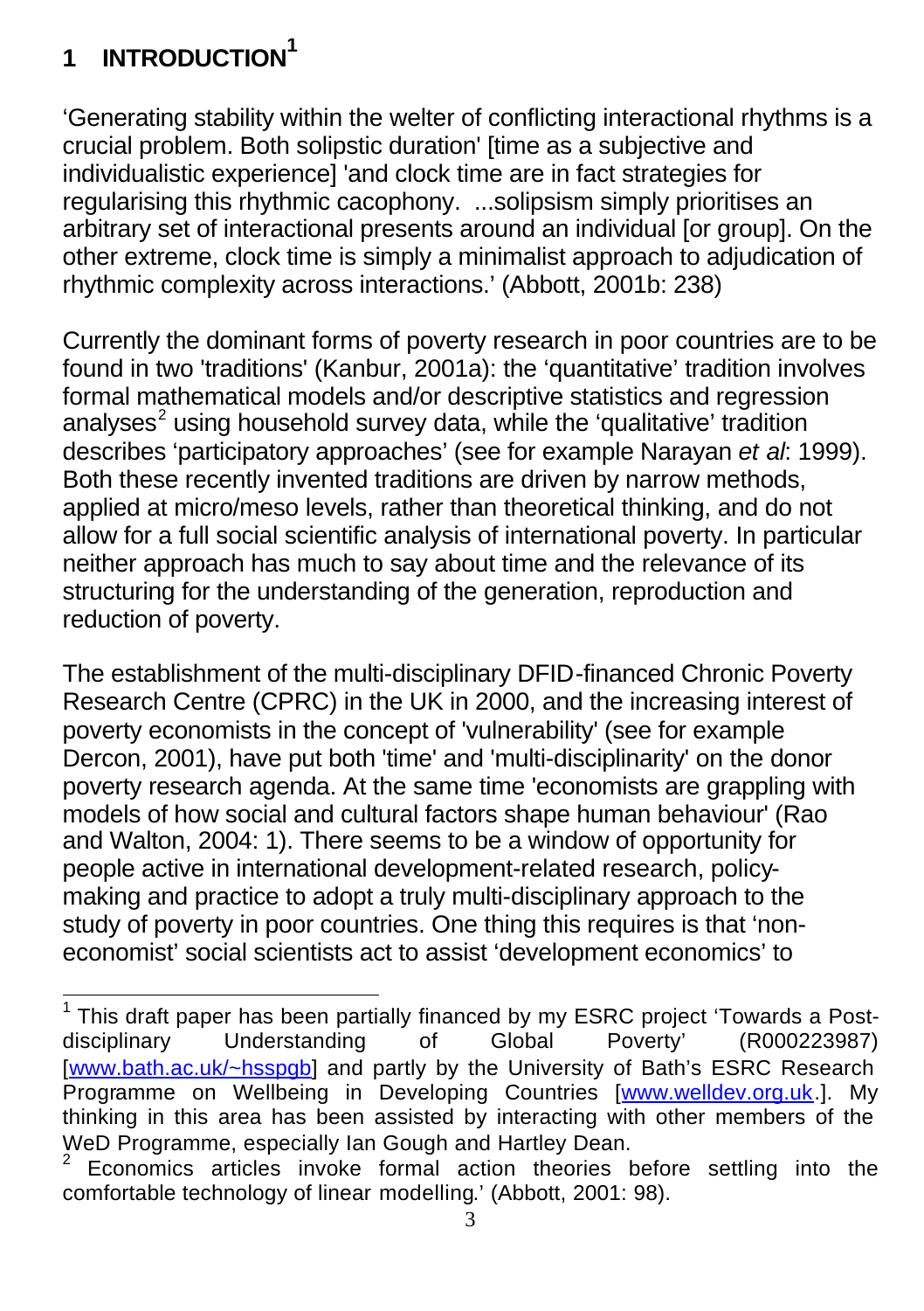# 1 INTRODUCTION[1]

'Generating stability within the welter of conflicting interactional rhythms is a crucial problem. Both solipstic duration' [time as a subjective and individualistic experience] 'and clock time are in fact strategies for regularising this rhythmic cacophony. ...solipsism simply prioritises an arbitrary set of interactional presents around an individual [or group]. On the other extreme, clock time is simply a minimalist approach to adjudication of rhythmic complexity across interactions.' (Abbott, 2001b: 238)

Currently the dominant forms of poverty research in poor countries are to be found in two 'traditions' (Kanbur, 2001a): the 'quantitative' tradition involves formal mathematical models and/or descriptive statistics and regression analyses[2] using household survey data, while the 'qualitative' tradition describes 'participatory approaches' (see for example Narayan *et al*: 1999). Both these recently invented traditions are driven by narrow methods, applied at micro/meso levels, rather than theoretical thinking, and do not allow for a full social scientific analysis of international poverty. In particular neither approach has much to say about time and the relevance of its structuring for the understanding of the generation, reproduction and reduction of poverty.

The establishment of the multi-disciplinary DFID-financed Chronic Poverty Research Centre (CPRC) in the UK in 2000, and the increasing interest of poverty economists in the concept of 'vulnerability' (see for example Dercon, 2001), have put both 'time' and 'multi-disciplinarity' on the donor poverty research agenda. At the same time 'economists are grappling with models of how social and cultural factors shape human behaviour' (Rao and Walton, 2004: 1). There seems to be a window of opportunity for people active in international development-related research, policy-making and practice to adopt a truly multi-disciplinary approach to the study of poverty in poor countries. One thing this requires is that 'non-economist' social scientists act to assist 'development economics' to

---

[1] This draft paper has been partially financed by my ESRC project 'Towards a Post-disciplinary Understanding of Global Poverty' (R000223987) [www.bath.ac.uk/~hsspgb] and partly by the University of Bath's ESRC Research Programme on Wellbeing in Developing Countries [www.welldev.org.uk.]. My thinking in this area has been assisted by interacting with other members of the WeD Programme, especially Ian Gough and Hartley Dean.

[2] Economics articles invoke formal action theories before settling into the comfortable technology of linear modelling.' (Abbott, 2001: 98).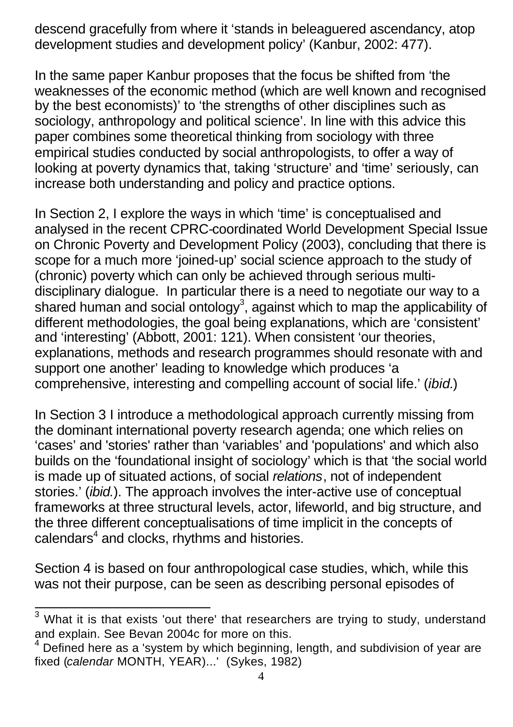descend gracefully from where it 'stands in beleaguered ascendancy, atop development studies and development policy' (Kanbur, 2002: 477).

In the same paper Kanbur proposes that the focus be shifted from 'the weaknesses of the economic method (which are well known and recognised by the best economists)' to 'the strengths of other disciplines such as sociology, anthropology and political science'. In line with this advice this paper combines some theoretical thinking from sociology with three empirical studies conducted by social anthropologists, to offer a way of looking at poverty dynamics that, taking 'structure' and 'time' seriously, can increase both understanding and policy and practice options.

In Section 2, I explore the ways in which 'time' is conceptualised and analysed in the recent CPRC-coordinated World Development Special Issue on Chronic Poverty and Development Policy (2003), concluding that there is scope for a much more 'joined-up' social science approach to the study of (chronic) poverty which can only be achieved through serious multi-disciplinary dialogue. In particular there is a need to negotiate our way to a shared human and social ontology[3], against which to map the applicability of different methodologies, the goal being explanations, which are 'consistent' and 'interesting' (Abbott, 2001: 121). When consistent 'our theories, explanations, methods and research programmes should resonate with and support one another' leading to knowledge which produces 'a comprehensive, interesting and compelling account of social life.' (*ibid.*)

In Section 3 I introduce a methodological approach currently missing from the dominant international poverty research agenda; one which relies on 'cases' and 'stories' rather than 'variables' and 'populations' and which also builds on the 'foundational insight of sociology' which is that 'the social world is made up of situated actions, of social *relations*, not of independent stories.' (*ibid.*). The approach involves the inter-active use of conceptual frameworks at three structural levels, actor, lifeworld, and big structure, and the three different conceptualisations of time implicit in the concepts of calendars[4] and clocks, rhythms and histories.

Section 4 is based on four anthropological case studies, which, while this was not their purpose, can be seen as describing personal episodes of

---

[3] What it is that exists 'out there' that researchers are trying to study, understand and explain. See Bevan 2004c for more on this.

[4] Defined here as a 'system by which beginning, length, and subdivision of year are fixed (*calendar* MONTH, YEAR)...' (Sykes, 1982)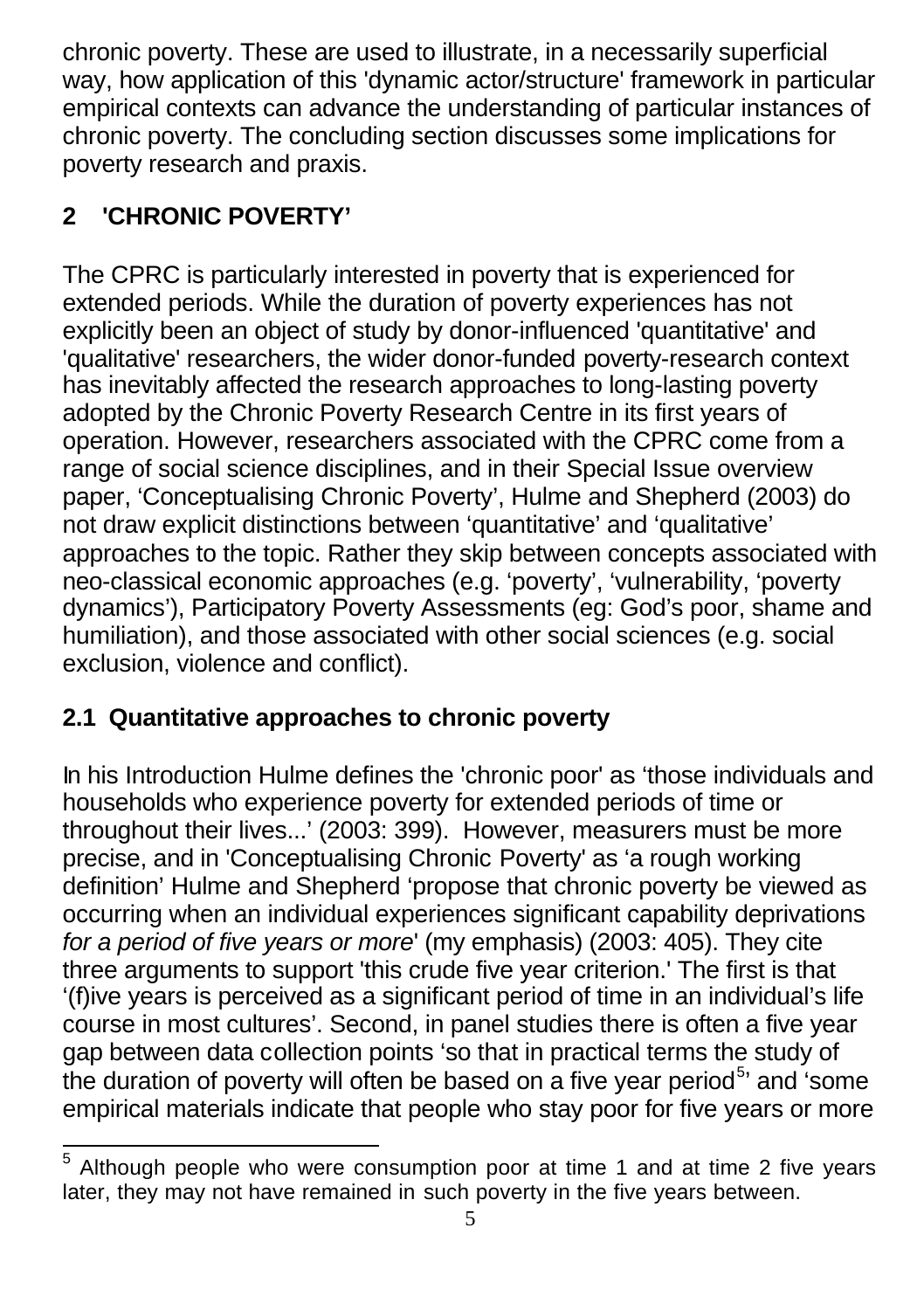chronic poverty. These are used to illustrate, in a necessarily superficial way, how application of this 'dynamic actor/structure' framework in particular empirical contexts can advance the understanding of particular instances of chronic poverty. The concluding section discusses some implications for poverty research and praxis.

## 2 'CHRONIC POVERTY'

The CPRC is particularly interested in poverty that is experienced for extended periods. While the duration of poverty experiences has not explicitly been an object of study by donor-influenced 'quantitative' and 'qualitative' researchers, the wider donor-funded poverty-research context has inevitably affected the research approaches to long-lasting poverty adopted by the Chronic Poverty Research Centre in its first years of operation. However, researchers associated with the CPRC come from a range of social science disciplines, and in their Special Issue overview paper, 'Conceptualising Chronic Poverty', Hulme and Shepherd (2003) do not draw explicit distinctions between 'quantitative' and 'qualitative' approaches to the topic. Rather they skip between concepts associated with neo-classical economic approaches (e.g. 'poverty', 'vulnerability, 'poverty dynamics'), Participatory Poverty Assessments (eg: God's poor, shame and humiliation), and those associated with other social sciences (e.g. social exclusion, violence and conflict).

### 2.1 Quantitative approaches to chronic poverty

In his Introduction Hulme defines the 'chronic poor' as 'those individuals and households who experience poverty for extended periods of time or throughout their lives...' (2003: 399). However, measurers must be more precise, and in 'Conceptualising Chronic Poverty' as 'a rough working definition' Hulme and Shepherd 'propose that chronic poverty be viewed as occurring when an individual experiences significant capability deprivations *for a period of five years or more*' (my emphasis) (2003: 405). They cite three arguments to support 'this crude five year criterion.' The first is that '(f)ive years is perceived as a significant period of time in an individual's life course in most cultures'. Second, in panel studies there is often a five year gap between data collection points 'so that in practical terms the study of the duration of poverty will often be based on a five year period[5]' and 'some empirical materials indicate that people who stay poor for five years or more

[5] Although people who were consumption poor at time 1 and at time 2 five years later, they may not have remained in such poverty in the five years between.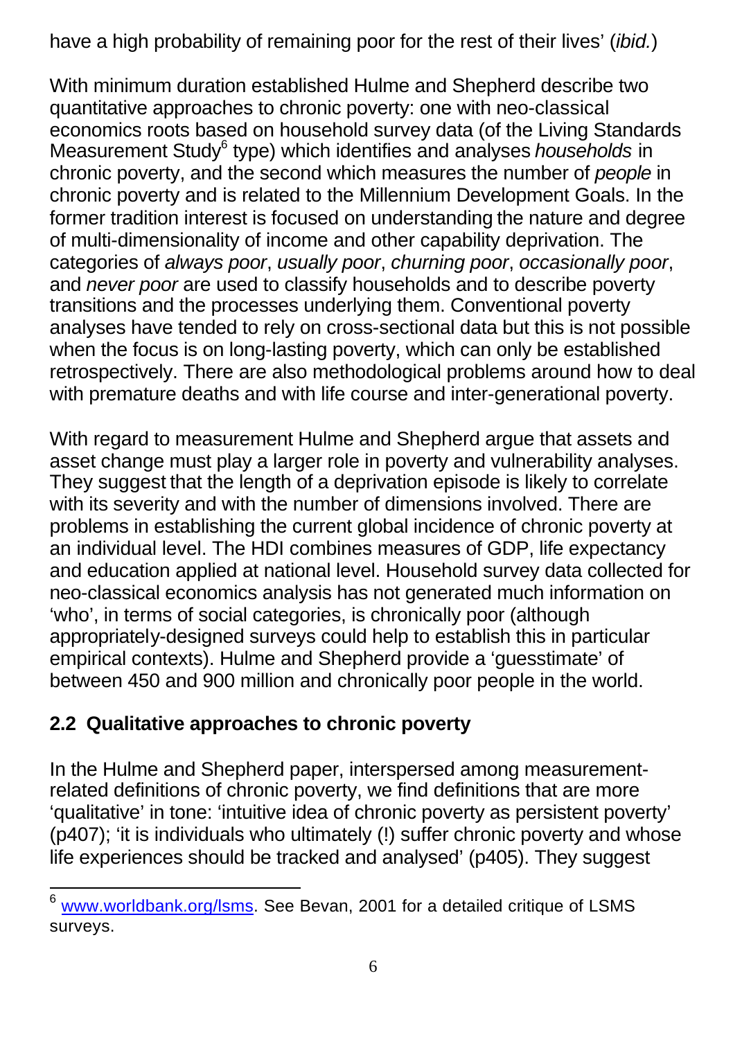have a high probability of remaining poor for the rest of their lives' (*ibid.*)

With minimum duration established Hulme and Shepherd describe two quantitative approaches to chronic poverty: one with neo-classical economics roots based on household survey data (of the Living Standards Measurement Study[6] type) which identifies and analyses *households* in chronic poverty, and the second which measures the number of *people* in chronic poverty and is related to the Millennium Development Goals. In the former tradition interest is focused on understanding the nature and degree of multi-dimensionality of income and other capability deprivation. The categories of *always poor*, *usually poor*, *churning poor*, *occasionally poor*, and *never poor* are used to classify households and to describe poverty transitions and the processes underlying them. Conventional poverty analyses have tended to rely on cross-sectional data but this is not possible when the focus is on long-lasting poverty, which can only be established retrospectively. There are also methodological problems around how to deal with premature deaths and with life course and inter-generational poverty.

With regard to measurement Hulme and Shepherd argue that assets and asset change must play a larger role in poverty and vulnerability analyses. They suggest that the length of a deprivation episode is likely to correlate with its severity and with the number of dimensions involved. There are problems in establishing the current global incidence of chronic poverty at an individual level. The HDI combines measures of GDP, life expectancy and education applied at national level. Household survey data collected for neo-classical economics analysis has not generated much information on 'who', in terms of social categories, is chronically poor (although appropriately-designed surveys could help to establish this in particular empirical contexts). Hulme and Shepherd provide a 'guesstimate' of between 450 and 900 million and chronically poor people in the world.

## 2.2 Qualitative approaches to chronic poverty

In the Hulme and Shepherd paper, interspersed among measurement-related definitions of chronic poverty, we find definitions that are more 'qualitative' in tone: 'intuitive idea of chronic poverty as persistent poverty' (p407); 'it is individuals who ultimately (!) suffer chronic poverty and whose life experiences should be tracked and analysed' (p405). They suggest

[6] www.worldbank.org/lsms. See Bevan, 2001 for a detailed critique of LSMS surveys.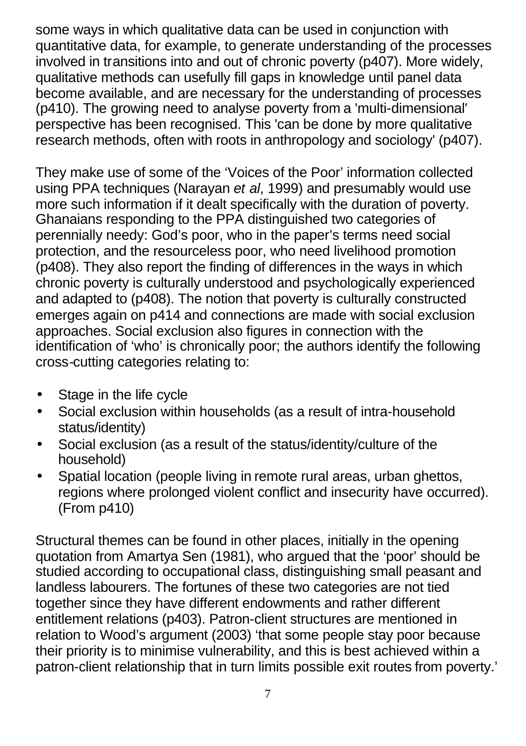some ways in which qualitative data can be used in conjunction with quantitative data, for example, to generate understanding of the processes involved in transitions into and out of chronic poverty (p407). More widely, qualitative methods can usefully fill gaps in knowledge until panel data become available, and are necessary for the understanding of processes (p410). The growing need to analyse poverty from a 'multi-dimensional' perspective has been recognised. This 'can be done by more qualitative research methods, often with roots in anthropology and sociology' (p407).

They make use of some of the 'Voices of the Poor' information collected using PPA techniques (Narayan *et al*, 1999) and presumably would use more such information if it dealt specifically with the duration of poverty. Ghanaians responding to the PPA distinguished two categories of perennially needy: God's poor, who in the paper's terms need social protection, and the resourceless poor, who need livelihood promotion (p408). They also report the finding of differences in the ways in which chronic poverty is culturally understood and psychologically experienced and adapted to (p408). The notion that poverty is culturally constructed emerges again on p414 and connections are made with social exclusion approaches. Social exclusion also figures in connection with the identification of 'who' is chronically poor; the authors identify the following cross-cutting categories relating to:

- Stage in the life cycle
- Social exclusion within households (as a result of intra-household status/identity)
- Social exclusion (as a result of the status/identity/culture of the household)
- Spatial location (people living in remote rural areas, urban ghettos, regions where prolonged violent conflict and insecurity have occurred). (From p410)

Structural themes can be found in other places, initially in the opening quotation from Amartya Sen (1981), who argued that the 'poor' should be studied according to occupational class, distinguishing small peasant and landless labourers. The fortunes of these two categories are not tied together since they have different endowments and rather different entitlement relations (p403). Patron-client structures are mentioned in relation to Wood's argument (2003) 'that some people stay poor because their priority is to minimise vulnerability, and this is best achieved within a patron-client relationship that in turn limits possible exit routes from poverty.'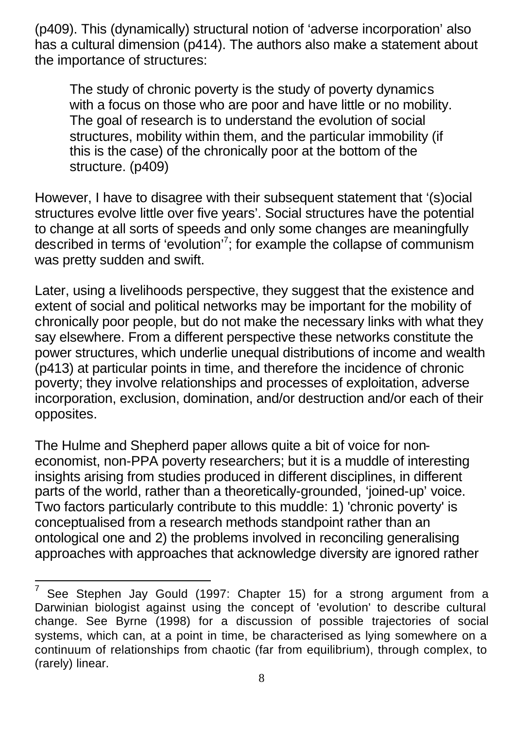(p409). This (dynamically) structural notion of 'adverse incorporation' also has a cultural dimension (p414). The authors also make a statement about the importance of structures:

> The study of chronic poverty is the study of poverty dynamics with a focus on those who are poor and have little or no mobility. The goal of research is to understand the evolution of social structures, mobility within them, and the particular immobility (if this is the case) of the chronically poor at the bottom of the structure. (p409)

However, I have to disagree with their subsequent statement that '(s)ocial structures evolve little over five years'. Social structures have the potential to change at all sorts of speeds and only some changes are meaningfully described in terms of 'evolution'[7]; for example the collapse of communism was pretty sudden and swift.

Later, using a livelihoods perspective, they suggest that the existence and extent of social and political networks may be important for the mobility of chronically poor people, but do not make the necessary links with what they say elsewhere. From a different perspective these networks constitute the power structures, which underlie unequal distributions of income and wealth (p413) at particular points in time, and therefore the incidence of chronic poverty; they involve relationships and processes of exploitation, adverse incorporation, exclusion, domination, and/or destruction and/or each of their opposites.

The Hulme and Shepherd paper allows quite a bit of voice for non-economist, non-PPA poverty researchers; but it is a muddle of interesting insights arising from studies produced in different disciplines, in different parts of the world, rather than a theoretically-grounded, 'joined-up' voice. Two factors particularly contribute to this muddle: 1) 'chronic poverty' is conceptualised from a research methods standpoint rather than an ontological one and 2) the problems involved in reconciling generalising approaches with approaches that acknowledge diversity are ignored rather

---

[7] See Stephen Jay Gould (1997: Chapter 15) for a strong argument from a Darwinian biologist against using the concept of 'evolution' to describe cultural change. See Byrne (1998) for a discussion of possible trajectories of social systems, which can, at a point in time, be characterised as lying somewhere on a continuum of relationships from chaotic (far from equilibrium), through complex, to (rarely) linear.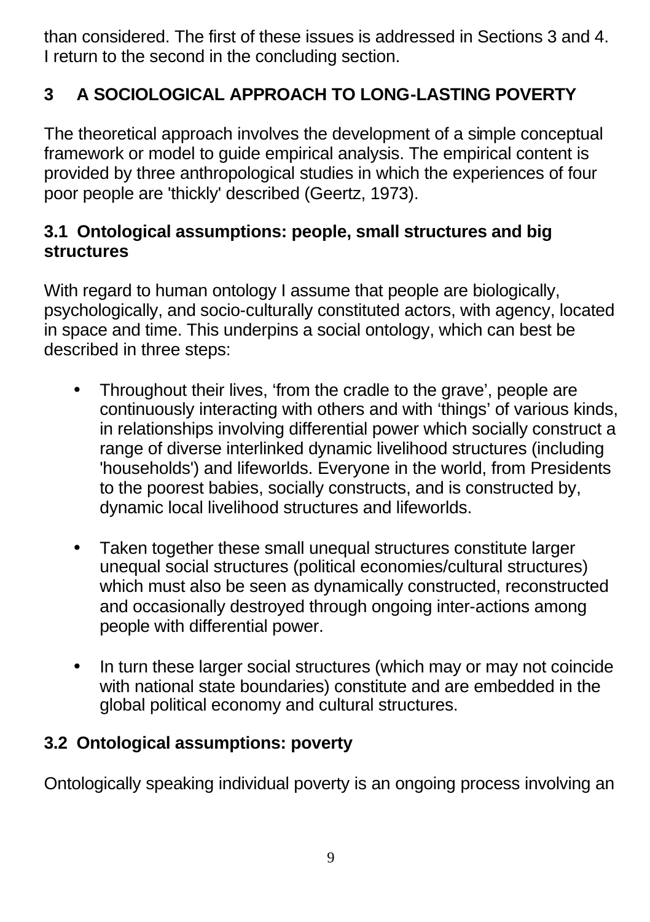than considered. The first of these issues is addressed in Sections 3 and 4. I return to the second in the concluding section.

## 3 A SOCIOLOGICAL APPROACH TO LONG-LASTING POVERTY

The theoretical approach involves the development of a simple conceptual framework or model to guide empirical analysis. The empirical content is provided by three anthropological studies in which the experiences of four poor people are 'thickly' described (Geertz, 1973).

### 3.1 Ontological assumptions: people, small structures and big structures

With regard to human ontology I assume that people are biologically, psychologically, and socio-culturally constituted actors, with agency, located in space and time. This underpins a social ontology, which can best be described in three steps:

- Throughout their lives, 'from the cradle to the grave', people are continuously interacting with others and with 'things' of various kinds, in relationships involving differential power which socially construct a range of diverse interlinked dynamic livelihood structures (including 'households') and lifeworlds. Everyone in the world, from Presidents to the poorest babies, socially constructs, and is constructed by, dynamic local livelihood structures and lifeworlds.

- Taken together these small unequal structures constitute larger unequal social structures (political economies/cultural structures) which must also be seen as dynamically constructed, reconstructed and occasionally destroyed through ongoing inter-actions among people with differential power.

- In turn these larger social structures (which may or may not coincide with national state boundaries) constitute and are embedded in the global political economy and cultural structures.

### 3.2 Ontological assumptions: poverty

Ontologically speaking individual poverty is an ongoing process involving an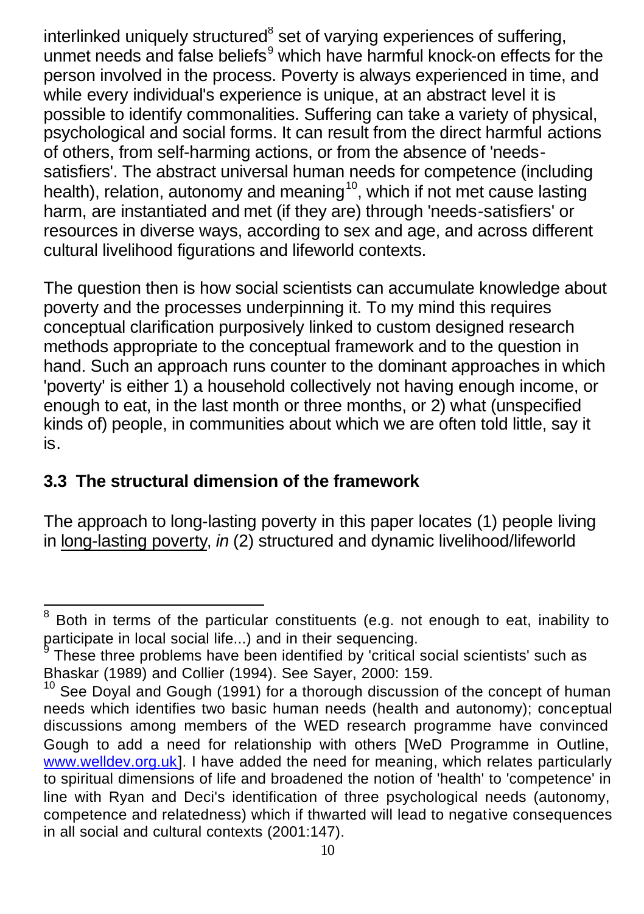interlinked uniquely structured[8] set of varying experiences of suffering, unmet needs and false beliefs[9] which have harmful knock-on effects for the person involved in the process. Poverty is always experienced in time, and while every individual's experience is unique, at an abstract level it is possible to identify commonalities. Suffering can take a variety of physical, psychological and social forms. It can result from the direct harmful actions of others, from self-harming actions, or from the absence of 'needs-satisfiers'. The abstract universal human needs for competence (including health), relation, autonomy and meaning[10], which if not met cause lasting harm, are instantiated and met (if they are) through 'needs-satisfiers' or resources in diverse ways, according to sex and age, and across different cultural livelihood figurations and lifeworld contexts.

The question then is how social scientists can accumulate knowledge about poverty and the processes underpinning it. To my mind this requires conceptual clarification purposively linked to custom designed research methods appropriate to the conceptual framework and to the question in hand. Such an approach runs counter to the dominant approaches in which 'poverty' is either 1) a household collectively not having enough income, or enough to eat, in the last month or three months, or 2) what (unspecified kinds of) people, in communities about which we are often told little, say it is.

### 3.3 The structural dimension of the framework

The approach to long-lasting poverty in this paper locates (1) people living in long-lasting poverty, *in* (2) structured and dynamic livelihood/lifeworld

---

[8] Both in terms of the particular constituents (e.g. not enough to eat, inability to participate in local social life...) and in their sequencing.

[9] These three problems have been identified by 'critical social scientists' such as Bhaskar (1989) and Collier (1994). See Sayer, 2000: 159.

[10] See Doyal and Gough (1991) for a thorough discussion of the concept of human needs which identifies two basic human needs (health and autonomy); conceptual discussions among members of the WED research programme have convinced Gough to add a need for relationship with others [WeD Programme in Outline, www.welldev.org.uk]. I have added the need for meaning, which relates particularly to spiritual dimensions of life and broadened the notion of 'health' to 'competence' in line with Ryan and Deci's identification of three psychological needs (autonomy, competence and relatedness) which if thwarted will lead to negative consequences in all social and cultural contexts (2001:147).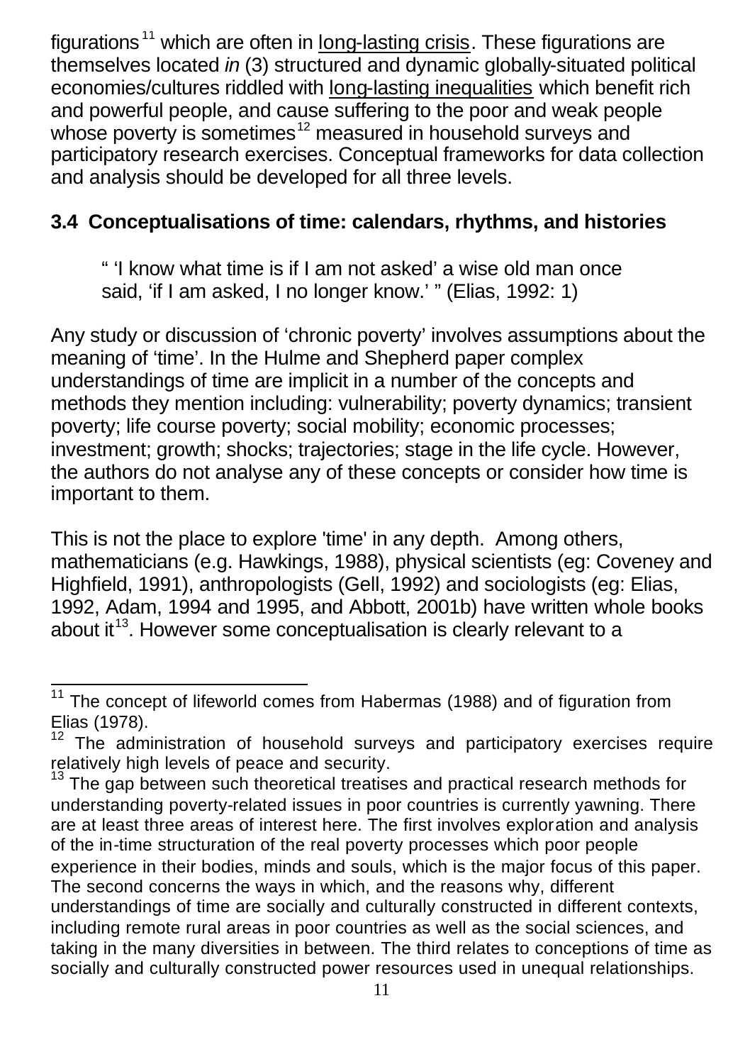figurations[11] which are often in long-lasting crisis. These figurations are themselves located *in* (3) structured and dynamic globally-situated political economies/cultures riddled with long-lasting inequalities which benefit rich and powerful people, and cause suffering to the poor and weak people whose poverty is sometimes[12] measured in household surveys and participatory research exercises. Conceptual frameworks for data collection and analysis should be developed for all three levels.

## 3.4 Conceptualisations of time: calendars, rhythms, and histories

> " 'I know what time is if I am not asked' a wise old man once said, 'if I am asked, I no longer know.' " (Elias, 1992: 1)

Any study or discussion of 'chronic poverty' involves assumptions about the meaning of 'time'. In the Hulme and Shepherd paper complex understandings of time are implicit in a number of the concepts and methods they mention including: vulnerability; poverty dynamics; transient poverty; life course poverty; social mobility; economic processes; investment; growth; shocks; trajectories; stage in the life cycle. However, the authors do not analyse any of these concepts or consider how time is important to them.

This is not the place to explore 'time' in any depth. Among others, mathematicians (e.g. Hawkings, 1988), physical scientists (eg: Coveney and Highfield, 1991), anthropologists (Gell, 1992) and sociologists (eg: Elias, 1992, Adam, 1994 and 1995, and Abbott, 2001b) have written whole books about it[13]. However some conceptualisation is clearly relevant to a

---

[11] The concept of lifeworld comes from Habermas (1988) and of figuration from Elias (1978).

[12] The administration of household surveys and participatory exercises require relatively high levels of peace and security.

[13] The gap between such theoretical treatises and practical research methods for understanding poverty-related issues in poor countries is currently yawning. There are at least three areas of interest here. The first involves exploration and analysis of the in-time structuration of the real poverty processes which poor people experience in their bodies, minds and souls, which is the major focus of this paper. The second concerns the ways in which, and the reasons why, different understandings of time are socially and culturally constructed in different contexts, including remote rural areas in poor countries as well as the social sciences, and taking in the many diversities in between. The third relates to conceptions of time as socially and culturally constructed power resources used in unequal relationships.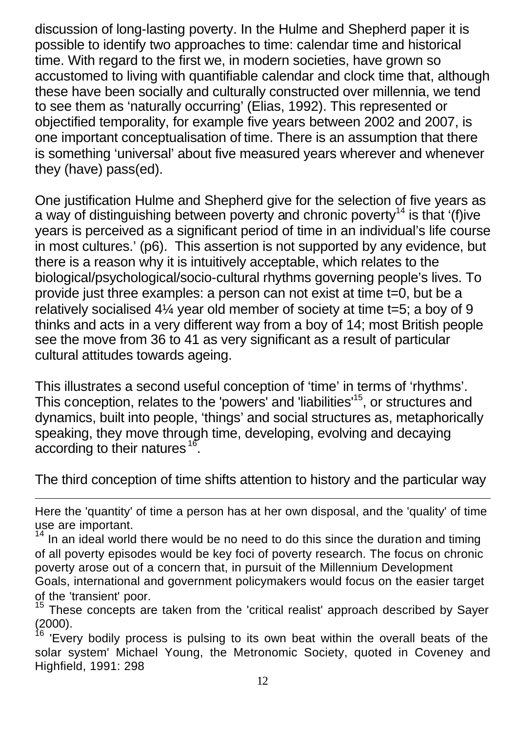discussion of long-lasting poverty. In the Hulme and Shepherd paper it is possible to identify two approaches to time: calendar time and historical time. With regard to the first we, in modern societies, have grown so accustomed to living with quantifiable calendar and clock time that, although these have been socially and culturally constructed over millennia, we tend to see them as 'naturally occurring' (Elias, 1992). This represented or objectified temporality, for example five years between 2002 and 2007, is one important conceptualisation of time. There is an assumption that there is something 'universal' about five measured years wherever and whenever they (have) pass(ed).

One justification Hulme and Shepherd give for the selection of five years as a way of distinguishing between poverty and chronic poverty[14] is that '(f)ive years is perceived as a significant period of time in an individual's life course in most cultures.' (p6). This assertion is not supported by any evidence, but there is a reason why it is intuitively acceptable, which relates to the biological/psychological/socio-cultural rhythms governing people's lives. To provide just three examples: a person can not exist at time t=0, but be a relatively socialised 4¼ year old member of society at time t=5; a boy of 9 thinks and acts in a very different way from a boy of 14; most British people see the move from 36 to 41 as very significant as a result of particular cultural attitudes towards ageing.

This illustrates a second useful conception of 'time' in terms of 'rhythms'. This conception, relates to the 'powers' and 'liabilities'[15], or structures and dynamics, built into people, 'things' and social structures as, metaphorically speaking, they move through time, developing, evolving and decaying according to their natures[16].

The third conception of time shifts attention to history and the particular way

---

Here the 'quantity' of time a person has at her own disposal, and the 'quality' of time use are important.

[14] In an ideal world there would be no need to do this since the duration and timing of all poverty episodes would be key foci of poverty research. The focus on chronic poverty arose out of a concern that, in pursuit of the Millennium Development Goals, international and government policymakers would focus on the easier target of the 'transient' poor.

[15] These concepts are taken from the 'critical realist' approach described by Sayer (2000).

[16] 'Every bodily process is pulsing to its own beat within the overall beats of the solar system' Michael Young, the Metronomic Society, quoted in Coveney and Highfield, 1991: 298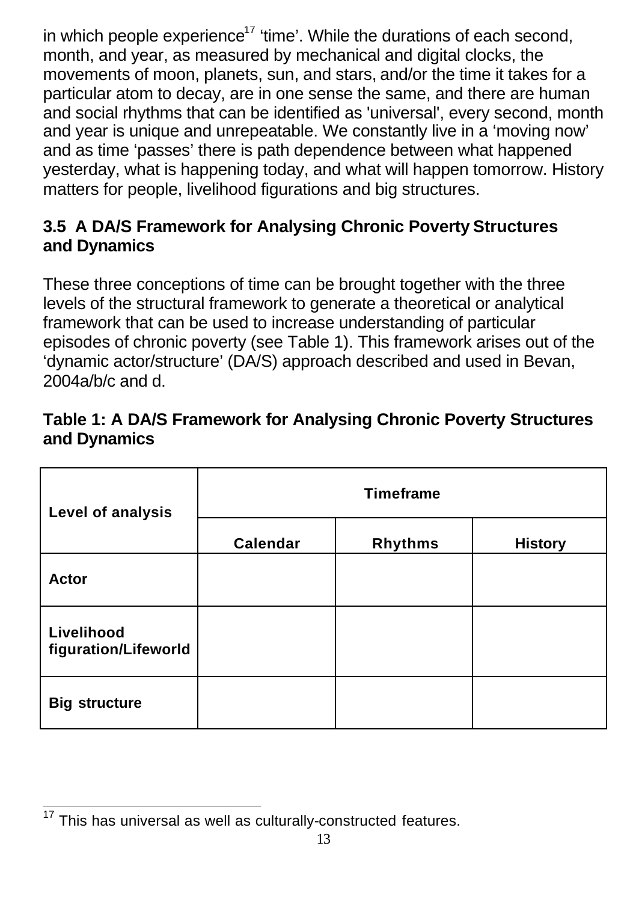in which people experience[17] 'time'. While the durations of each second, month, and year, as measured by mechanical and digital clocks, the movements of moon, planets, sun, and stars, and/or the time it takes for a particular atom to decay, are in one sense the same, and there are human and social rhythms that can be identified as 'universal', every second, month and year is unique and unrepeatable. We constantly live in a 'moving now' and as time 'passes' there is path dependence between what happened yesterday, what is happening today, and what will happen tomorrow. History matters for people, livelihood figurations and big structures.

### 3.5 A DA/S Framework for Analysing Chronic Poverty Structures and Dynamics

These three conceptions of time can be brought together with the three levels of the structural framework to generate a theoretical or analytical framework that can be used to increase understanding of particular episodes of chronic poverty (see Table 1). This framework arises out of the 'dynamic actor/structure' (DA/S) approach described and used in Bevan, 2004a/b/c and d.

**Table 1: A DA/S Framework for Analysing Chronic Poverty Structures and Dynamics**

| Level of analysis | Timeframe | | |
|---|---|---|---|
| | Calendar | Rhythms | History |
| Actor | | | |
| Livelihood figuration/Lifeworld | | | |
| Big structure | | | |

[17] This has universal as well as culturally-constructed features.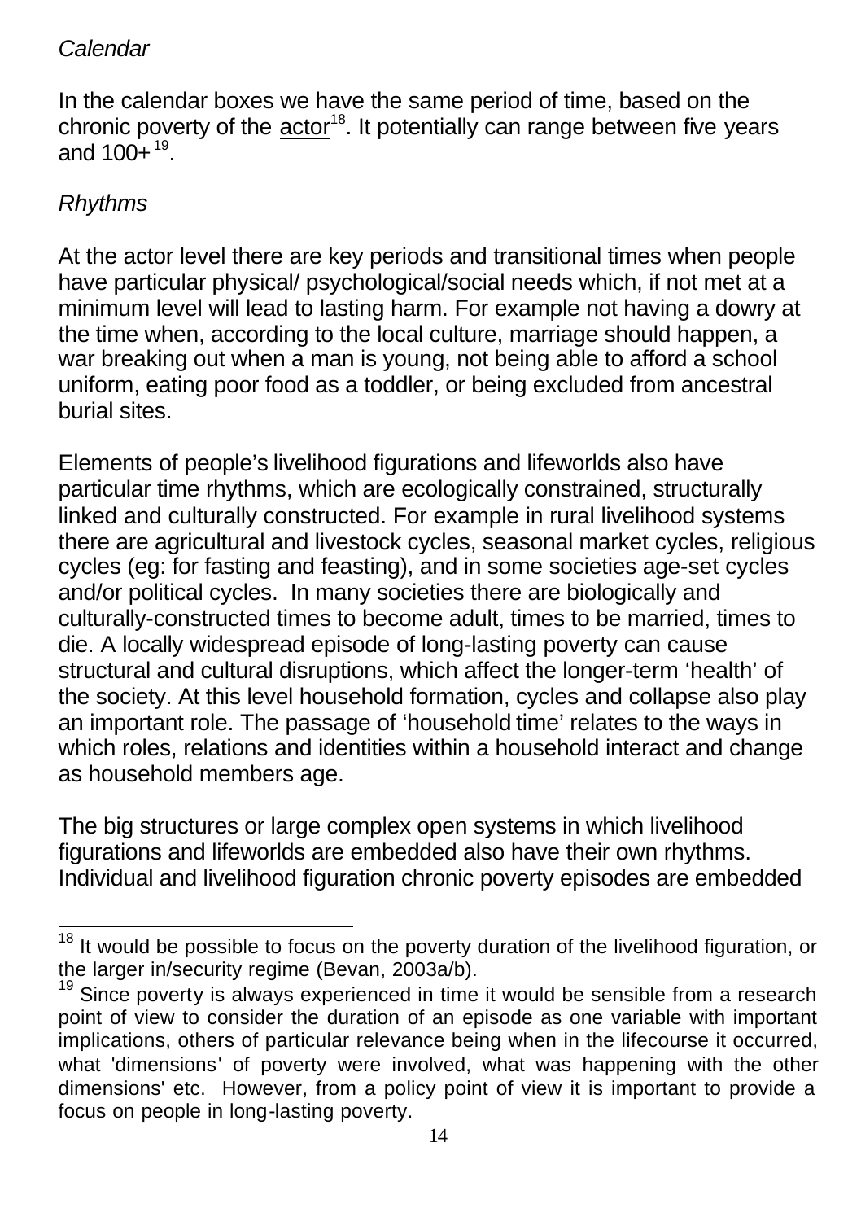*Calendar*

In the calendar boxes we have the same period of time, based on the chronic poverty of the actor[18]. It potentially can range between five years and 100+[19].

*Rhythms*

At the actor level there are key periods and transitional times when people have particular physical/ psychological/social needs which, if not met at a minimum level will lead to lasting harm. For example not having a dowry at the time when, according to the local culture, marriage should happen, a war breaking out when a man is young, not being able to afford a school uniform, eating poor food as a toddler, or being excluded from ancestral burial sites.

Elements of people's livelihood figurations and lifeworlds also have particular time rhythms, which are ecologically constrained, structurally linked and culturally constructed. For example in rural livelihood systems there are agricultural and livestock cycles, seasonal market cycles, religious cycles (eg: for fasting and feasting), and in some societies age-set cycles and/or political cycles. In many societies there are biologically and culturally-constructed times to become adult, times to be married, times to die. A locally widespread episode of long-lasting poverty can cause structural and cultural disruptions, which affect the longer-term 'health' of the society. At this level household formation, cycles and collapse also play an important role. The passage of 'household time' relates to the ways in which roles, relations and identities within a household interact and change as household members age.

The big structures or large complex open systems in which livelihood figurations and lifeworlds are embedded also have their own rhythms. Individual and livelihood figuration chronic poverty episodes are embedded

---

[18] It would be possible to focus on the poverty duration of the livelihood figuration, or the larger in/security regime (Bevan, 2003a/b).

[19] Since poverty is always experienced in time it would be sensible from a research point of view to consider the duration of an episode as one variable with important implications, others of particular relevance being when in the lifecourse it occurred, what 'dimensions' of poverty were involved, what was happening with the other dimensions' etc. However, from a policy point of view it is important to provide a focus on people in long-lasting poverty.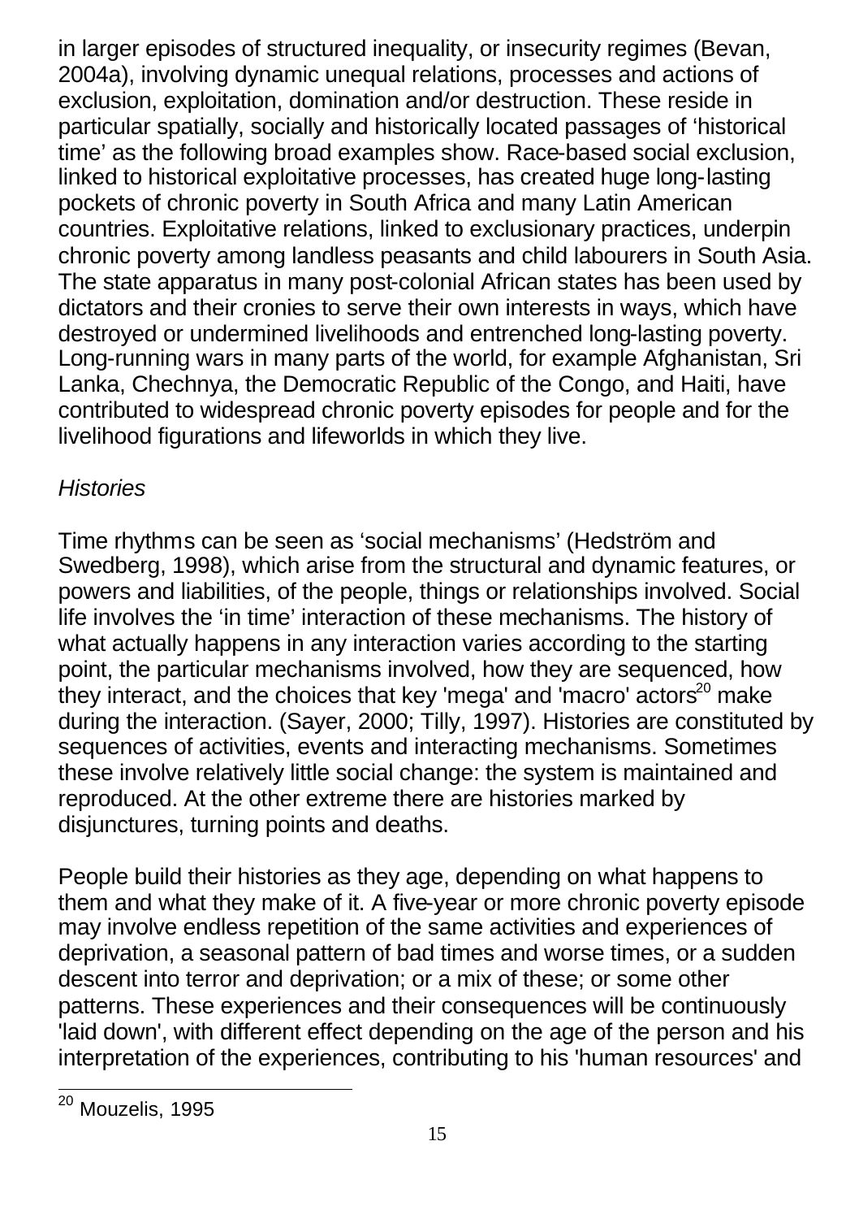in larger episodes of structured inequality, or insecurity regimes (Bevan, 2004a), involving dynamic unequal relations, processes and actions of exclusion, exploitation, domination and/or destruction. These reside in particular spatially, socially and historically located passages of 'historical time' as the following broad examples show. Race-based social exclusion, linked to historical exploitative processes, has created huge long-lasting pockets of chronic poverty in South Africa and many Latin American countries. Exploitative relations, linked to exclusionary practices, underpin chronic poverty among landless peasants and child labourers in South Asia. The state apparatus in many post-colonial African states has been used by dictators and their cronies to serve their own interests in ways, which have destroyed or undermined livelihoods and entrenched long-lasting poverty. Long-running wars in many parts of the world, for example Afghanistan, Sri Lanka, Chechnya, the Democratic Republic of the Congo, and Haiti, have contributed to widespread chronic poverty episodes for people and for the livelihood figurations and lifeworlds in which they live.

*Histories*

Time rhythms can be seen as 'social mechanisms' (Hedström and Swedberg, 1998), which arise from the structural and dynamic features, or powers and liabilities, of the people, things or relationships involved. Social life involves the 'in time' interaction of these mechanisms. The history of what actually happens in any interaction varies according to the starting point, the particular mechanisms involved, how they are sequenced, how they interact, and the choices that key 'mega' and 'macro' actors[20] make during the interaction. (Sayer, 2000; Tilly, 1997). Histories are constituted by sequences of activities, events and interacting mechanisms. Sometimes these involve relatively little social change: the system is maintained and reproduced. At the other extreme there are histories marked by disjunctures, turning points and deaths.

People build their histories as they age, depending on what happens to them and what they make of it. A five-year or more chronic poverty episode may involve endless repetition of the same activities and experiences of deprivation, a seasonal pattern of bad times and worse times, or a sudden descent into terror and deprivation; or a mix of these; or some other patterns. These experiences and their consequences will be continuously 'laid down', with different effect depending on the age of the person and his interpretation of the experiences, contributing to his 'human resources' and

[20] Mouzelis, 1995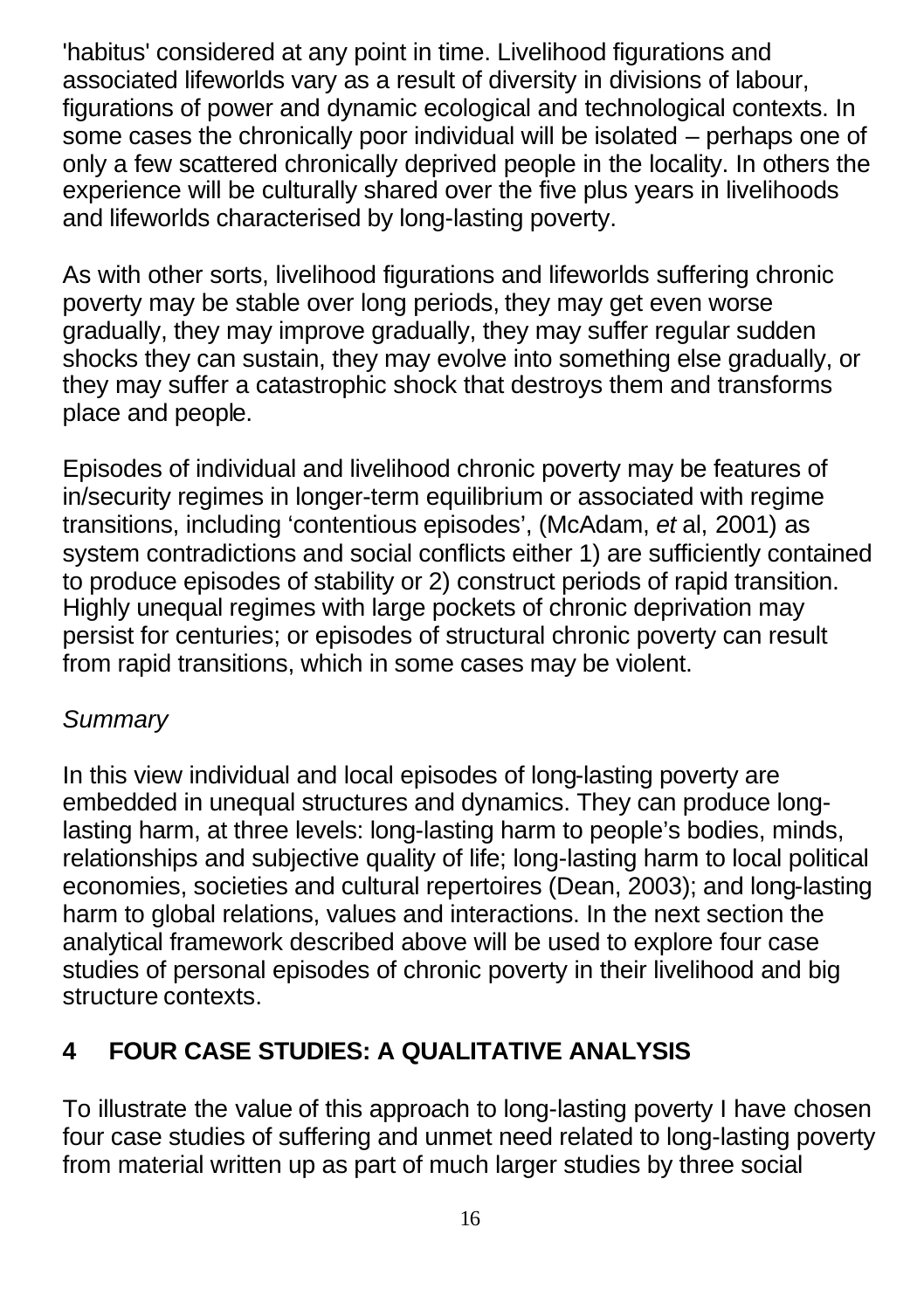'habitus' considered at any point in time. Livelihood figurations and associated lifeworlds vary as a result of diversity in divisions of labour, figurations of power and dynamic ecological and technological contexts. In some cases the chronically poor individual will be isolated – perhaps one of only a few scattered chronically deprived people in the locality. In others the experience will be culturally shared over the five plus years in livelihoods and lifeworlds characterised by long-lasting poverty.

As with other sorts, livelihood figurations and lifeworlds suffering chronic poverty may be stable over long periods, they may get even worse gradually, they may improve gradually, they may suffer regular sudden shocks they can sustain, they may evolve into something else gradually, or they may suffer a catastrophic shock that destroys them and transforms place and people.

Episodes of individual and livelihood chronic poverty may be features of in/security regimes in longer-term equilibrium or associated with regime transitions, including 'contentious episodes', (McAdam, *et* al, 2001) as system contradictions and social conflicts either 1) are sufficiently contained to produce episodes of stability or 2) construct periods of rapid transition. Highly unequal regimes with large pockets of chronic deprivation may persist for centuries; or episodes of structural chronic poverty can result from rapid transitions, which in some cases may be violent.

*Summary*

In this view individual and local episodes of long-lasting poverty are embedded in unequal structures and dynamics. They can produce long-lasting harm, at three levels: long-lasting harm to people's bodies, minds, relationships and subjective quality of life; long-lasting harm to local political economies, societies and cultural repertoires (Dean, 2003); and long-lasting harm to global relations, values and interactions. In the next section the analytical framework described above will be used to explore four case studies of personal episodes of chronic poverty in their livelihood and big structure contexts.

## 4 FOUR CASE STUDIES: A QUALITATIVE ANALYSIS

To illustrate the value of this approach to long-lasting poverty I have chosen four case studies of suffering and unmet need related to long-lasting poverty from material written up as part of much larger studies by three social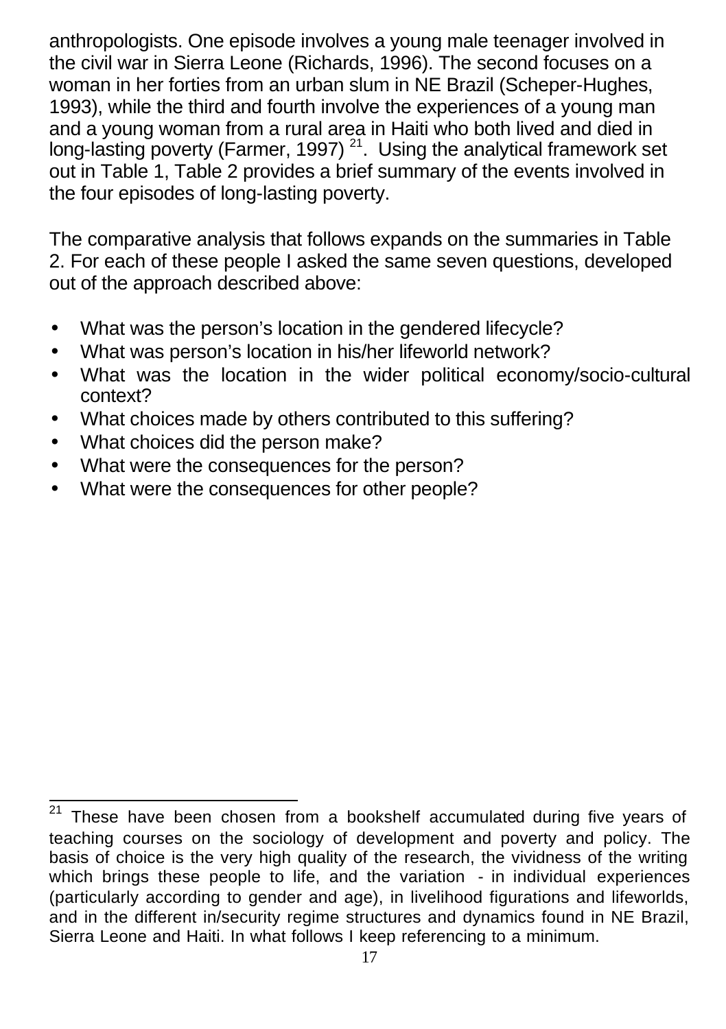anthropologists. One episode involves a young male teenager involved in the civil war in Sierra Leone (Richards, 1996). The second focuses on a woman in her forties from an urban slum in NE Brazil (Scheper-Hughes, 1993), while the third and fourth involve the experiences of a young man and a young woman from a rural area in Haiti who both lived and died in long-lasting poverty (Farmer, 1997) [21]. Using the analytical framework set out in Table 1, Table 2 provides a brief summary of the events involved in the four episodes of long-lasting poverty.

The comparative analysis that follows expands on the summaries in Table 2. For each of these people I asked the same seven questions, developed out of the approach described above:

- What was the person's location in the gendered lifecycle?
- What was person's location in his/her lifeworld network?
- What was the location in the wider political economy/socio-cultural context?
- What choices made by others contributed to this suffering?
- What choices did the person make?
- What were the consequences for the person?
- What were the consequences for other people?

---

[21] These have been chosen from a bookshelf accumulated during five years of teaching courses on the sociology of development and poverty and policy. The basis of choice is the very high quality of the research, the vividness of the writing which brings these people to life, and the variation - in individual experiences (particularly according to gender and age), in livelihood figurations and lifeworlds, and in the different in/security regime structures and dynamics found in NE Brazil, Sierra Leone and Haiti. In what follows I keep referencing to a minimum.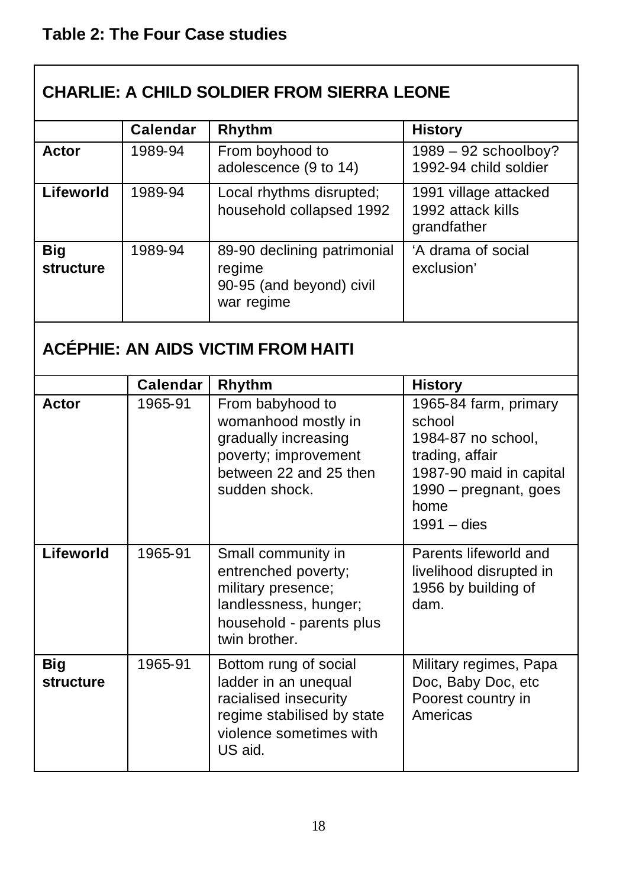**Table 2: The Four Case studies**

| CHARLIE: A CHILD SOLDIER FROM SIERRA LEONE | | | |
|---|---|---|---|
| | **Calendar** | **Rhythm** | **History** |
| **Actor** | 1989-94 | From boyhood to adolescence (9 to 14) | 1989 – 92 schoolboy?<br>1992-94 child soldier |
| **Lifeworld** | 1989-94 | Local rhythms disrupted; household collapsed 1992 | 1991 village attacked<br>1992 attack kills grandfather |
| **Big structure** | 1989-94 | 89-90 declining patrimonial regime<br>90-95 (and beyond) civil war regime | 'A drama of social exclusion' |

| ACÉPHIE: AN AIDS VICTIM FROM HAITI | | | |
|---|---|---|---|
| | **Calendar** | **Rhythm** | **History** |
| **Actor** | 1965-91 | From babyhood to womanhood mostly in gradually increasing poverty; improvement between 22 and 25 then sudden shock. | 1965-84 farm, primary school<br>1984-87 no school, trading, affair<br>1987-90 maid in capital<br>1990 – pregnant, goes home<br>1991 – dies |
| **Lifeworld** | 1965-91 | Small community in entrenched poverty; military presence; landlessness, hunger; household - parents plus twin brother. | Parents lifeworld and livelihood disrupted in 1956 by building of dam. |
| **Big structure** | 1965-91 | Bottom rung of social ladder in an unequal racialised insecurity regime stabilised by state violence sometimes with US aid. | Military regimes, Papa Doc, Baby Doc, etc<br>Poorest country in Americas |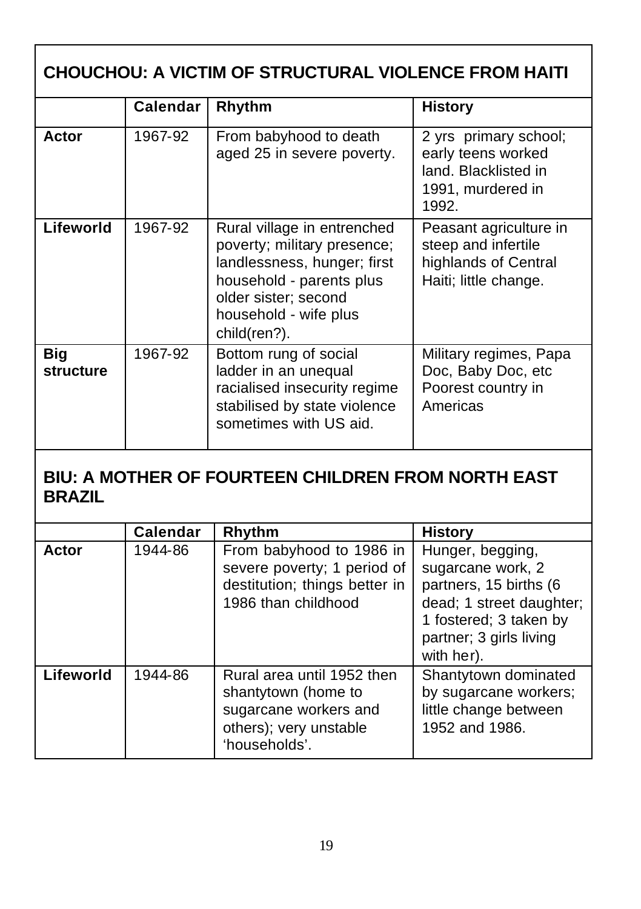## CHOUCHOU: A VICTIM OF STRUCTURAL VIOLENCE FROM HAITI

| | Calendar | Rhythm | History |
|---|---|---|---|
| **Actor** | 1967-92 | From babyhood to death aged 25 in severe poverty. | 2 yrs primary school; early teens worked land. Blacklisted in 1991, murdered in 1992. |
| **Lifeworld** | 1967-92 | Rural village in entrenched poverty; military presence; landlessness, hunger; first household - parents plus older sister; second household - wife plus child(ren?). | Peasant agriculture in steep and infertile highlands of Central Haiti; little change. |
| **Big structure** | 1967-92 | Bottom rung of social ladder in an unequal racialised insecurity regime stabilised by state violence sometimes with US aid. | Military regimes, Papa Doc, Baby Doc, etc Poorest country in Americas |

## BIU: A MOTHER OF FOURTEEN CHILDREN FROM NORTH EAST BRAZIL

| | Calendar | Rhythm | History |
|---|---|---|---|
| **Actor** | 1944-86 | From babyhood to 1986 in severe poverty; 1 period of destitution; things better in 1986 than childhood | Hunger, begging, sugarcane work, 2 partners, 15 births (6 dead; 1 street daughter; 1 fostered; 3 taken by partner; 3 girls living with her). |
| **Lifeworld** | 1944-86 | Rural area until 1952 then shantytown (home to sugarcane workers and others); very unstable 'households'. | Shantytown dominated by sugarcane workers; little change between 1952 and 1986. |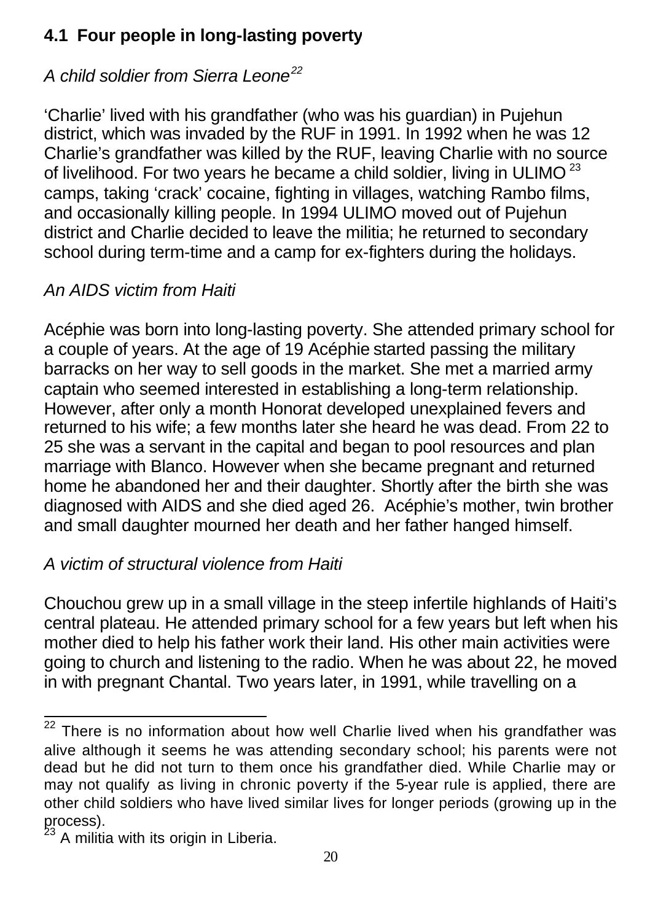### 4.1 Four people in long-lasting poverty

*A child soldier from Sierra Leone*[22]

'Charlie' lived with his grandfather (who was his guardian) in Pujehun district, which was invaded by the RUF in 1991. In 1992 when he was 12 Charlie's grandfather was killed by the RUF, leaving Charlie with no source of livelihood. For two years he became a child soldier, living in ULIMO[23] camps, taking 'crack' cocaine, fighting in villages, watching Rambo films, and occasionally killing people. In 1994 ULIMO moved out of Pujehun district and Charlie decided to leave the militia; he returned to secondary school during term-time and a camp for ex-fighters during the holidays.

*An AIDS victim from Haiti*

Acéphie was born into long-lasting poverty. She attended primary school for a couple of years. At the age of 19 Acéphie started passing the military barracks on her way to sell goods in the market. She met a married army captain who seemed interested in establishing a long-term relationship. However, after only a month Honorat developed unexplained fevers and returned to his wife; a few months later she heard he was dead. From 22 to 25 she was a servant in the capital and began to pool resources and plan marriage with Blanco. However when she became pregnant and returned home he abandoned her and their daughter. Shortly after the birth she was diagnosed with AIDS and she died aged 26. Acéphie's mother, twin brother and small daughter mourned her death and her father hanged himself.

*A victim of structural violence from Haiti*

Chouchou grew up in a small village in the steep infertile highlands of Haiti's central plateau. He attended primary school for a few years but left when his mother died to help his father work their land. His other main activities were going to church and listening to the radio. When he was about 22, he moved in with pregnant Chantal. Two years later, in 1991, while travelling on a

---

[22] There is no information about how well Charlie lived when his grandfather was alive although it seems he was attending secondary school; his parents were not dead but he did not turn to them once his grandfather died. While Charlie may or may not qualify as living in chronic poverty if the 5-year rule is applied, there are other child soldiers who have lived similar lives for longer periods (growing up in the process).

[23] A militia with its origin in Liberia.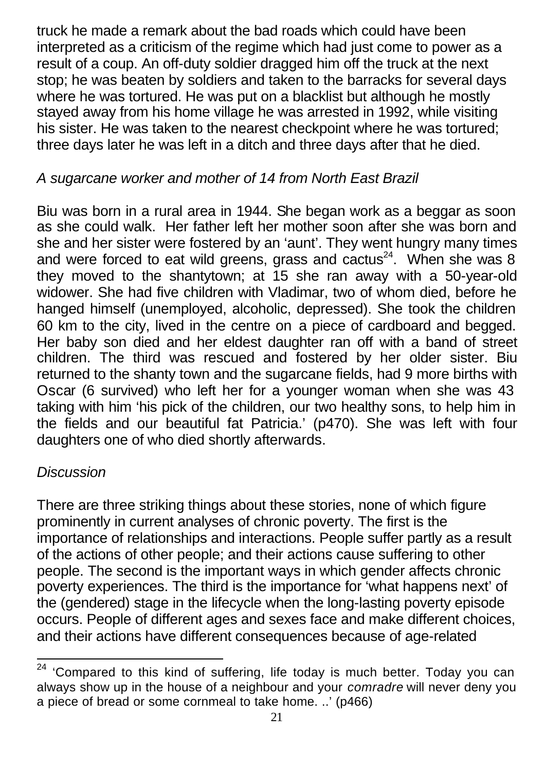truck he made a remark about the bad roads which could have been interpreted as a criticism of the regime which had just come to power as a result of a coup. An off-duty soldier dragged him off the truck at the next stop; he was beaten by soldiers and taken to the barracks for several days where he was tortured. He was put on a blacklist but although he mostly stayed away from his home village he was arrested in 1992, while visiting his sister. He was taken to the nearest checkpoint where he was tortured; three days later he was left in a ditch and three days after that he died.

*A sugarcane worker and mother of 14 from North East Brazil*

Biu was born in a rural area in 1944. She began work as a beggar as soon as she could walk. Her father left her mother soon after she was born and she and her sister were fostered by an 'aunt'. They went hungry many times and were forced to eat wild greens, grass and cactus[24]. When she was 8 they moved to the shantytown; at 15 she ran away with a 50-year-old widower. She had five children with Vladimar, two of whom died, before he hanged himself (unemployed, alcoholic, depressed). She took the children 60 km to the city, lived in the centre on a piece of cardboard and begged. Her baby son died and her eldest daughter ran off with a band of street children. The third was rescued and fostered by her older sister. Biu returned to the shanty town and the sugarcane fields, had 9 more births with Oscar (6 survived) who left her for a younger woman when she was 43 taking with him 'his pick of the children, our two healthy sons, to help him in the fields and our beautiful fat Patricia.' (p470). She was left with four daughters one of who died shortly afterwards.

*Discussion*

There are three striking things about these stories, none of which figure prominently in current analyses of chronic poverty. The first is the importance of relationships and interactions. People suffer partly as a result of the actions of other people; and their actions cause suffering to other people. The second is the important ways in which gender affects chronic poverty experiences. The third is the importance for 'what happens next' of the (gendered) stage in the lifecycle when the long-lasting poverty episode occurs. People of different ages and sexes face and make different choices, and their actions have different consequences because of age-related

---

[24] 'Compared to this kind of suffering, life today is much better. Today you can always show up in the house of a neighbour and your *comradre* will never deny you a piece of bread or some cornmeal to take home. ..' (p466)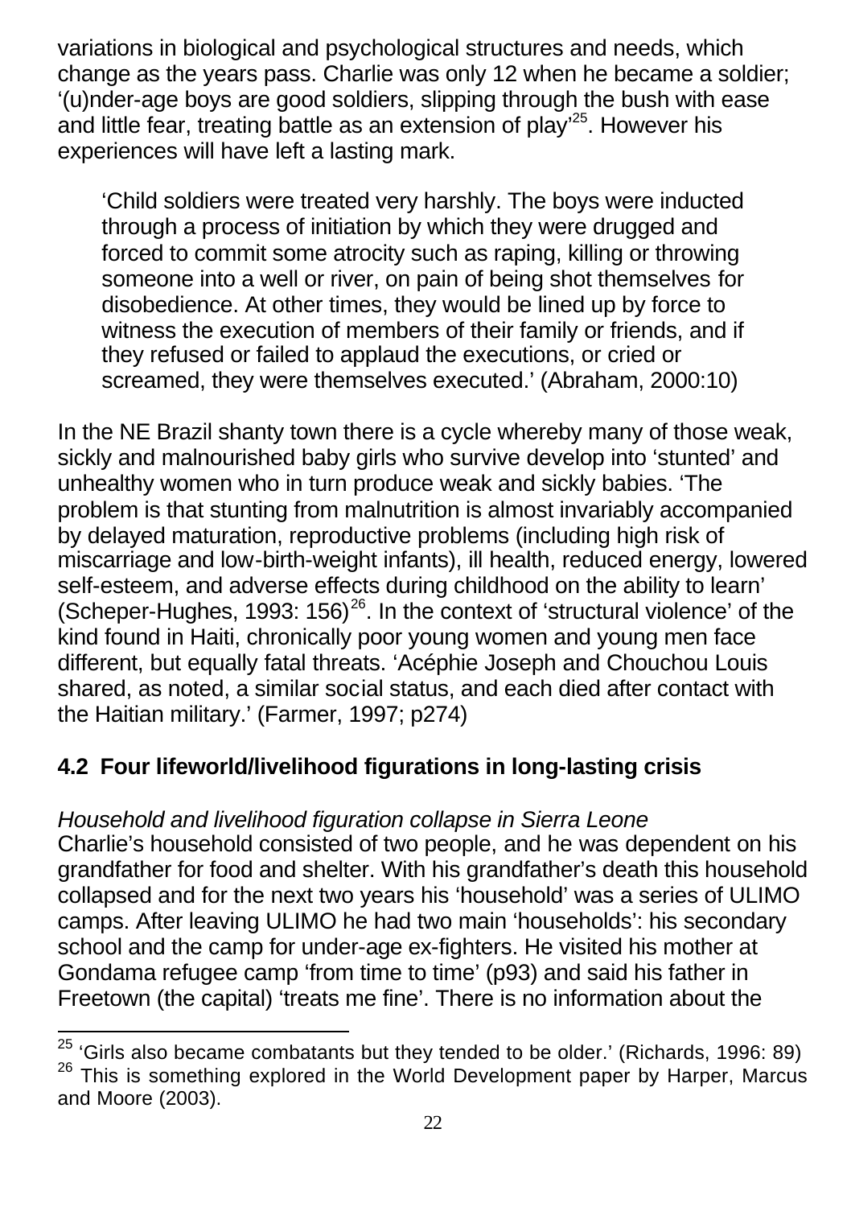variations in biological and psychological structures and needs, which change as the years pass. Charlie was only 12 when he became a soldier; '(u)nder-age boys are good soldiers, slipping through the bush with ease and little fear, treating battle as an extension of play'[25]. However his experiences will have left a lasting mark.

> 'Child soldiers were treated very harshly. The boys were inducted through a process of initiation by which they were drugged and forced to commit some atrocity such as raping, killing or throwing someone into a well or river, on pain of being shot themselves for disobedience. At other times, they would be lined up by force to witness the execution of members of their family or friends, and if they refused or failed to applaud the executions, or cried or screamed, they were themselves executed.' (Abraham, 2000:10)

In the NE Brazil shanty town there is a cycle whereby many of those weak, sickly and malnourished baby girls who survive develop into 'stunted' and unhealthy women who in turn produce weak and sickly babies. 'The problem is that stunting from malnutrition is almost invariably accompanied by delayed maturation, reproductive problems (including high risk of miscarriage and low-birth-weight infants), ill health, reduced energy, lowered self-esteem, and adverse effects during childhood on the ability to learn' (Scheper-Hughes, 1993: 156)[26]. In the context of 'structural violence' of the kind found in Haiti, chronically poor young women and young men face different, but equally fatal threats. 'Acéphie Joseph and Chouchou Louis shared, as noted, a similar social status, and each died after contact with the Haitian military.' (Farmer, 1997; p274)

## 4.2 Four lifeworld/livelihood figurations in long-lasting crisis

*Household and livelihood figuration collapse in Sierra Leone*

Charlie's household consisted of two people, and he was dependent on his grandfather for food and shelter. With his grandfather's death this household collapsed and for the next two years his 'household' was a series of ULIMO camps. After leaving ULIMO he had two main 'households': his secondary school and the camp for under-age ex-fighters. He visited his mother at Gondama refugee camp 'from time to time' (p93) and said his father in Freetown (the capital) 'treats me fine'. There is no information about the

---

[25] 'Girls also became combatants but they tended to be older.' (Richards, 1996: 89)

[26] This is something explored in the World Development paper by Harper, Marcus and Moore (2003).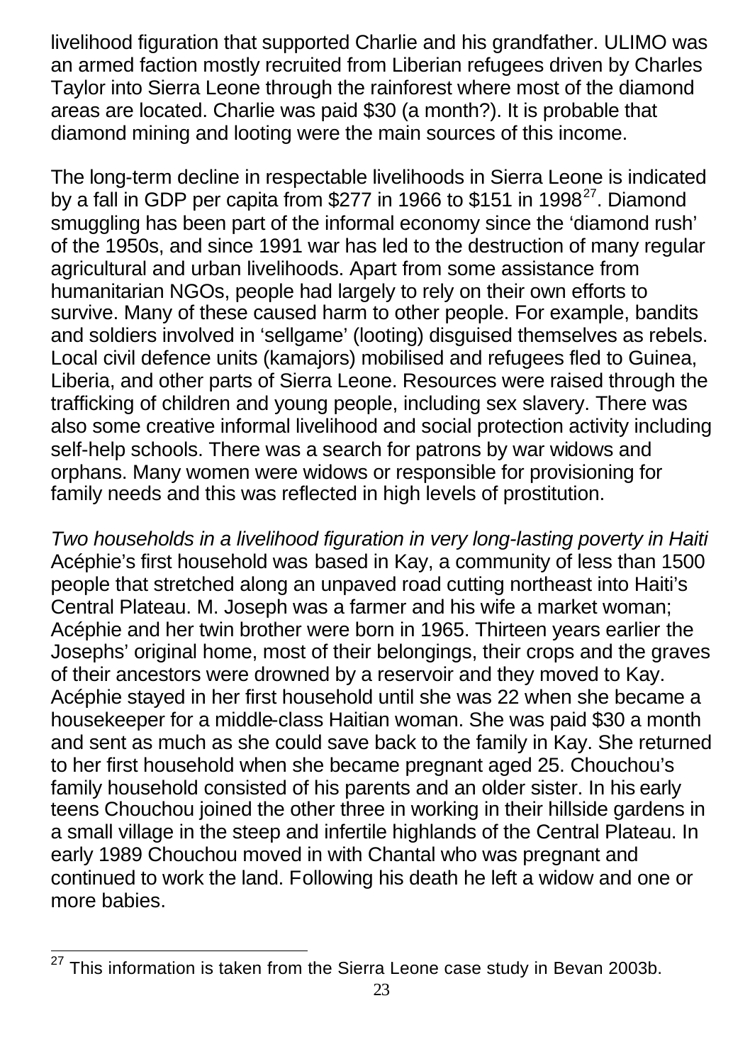livelihood figuration that supported Charlie and his grandfather. ULIMO was an armed faction mostly recruited from Liberian refugees driven by Charles Taylor into Sierra Leone through the rainforest where most of the diamond areas are located. Charlie was paid $30 (a month?). It is probable that diamond mining and looting were the main sources of this income.

The long-term decline in respectable livelihoods in Sierra Leone is indicated by a fall in GDP per capita from $277 in 1966 to $151 in 1998[27]. Diamond smuggling has been part of the informal economy since the 'diamond rush' of the 1950s, and since 1991 war has led to the destruction of many regular agricultural and urban livelihoods. Apart from some assistance from humanitarian NGOs, people had largely to rely on their own efforts to survive. Many of these caused harm to other people. For example, bandits and soldiers involved in 'sellgame' (looting) disguised themselves as rebels. Local civil defence units (kamajors) mobilised and refugees fled to Guinea, Liberia, and other parts of Sierra Leone. Resources were raised through the trafficking of children and young people, including sex slavery. There was also some creative informal livelihood and social protection activity including self-help schools. There was a search for patrons by war widows and orphans. Many women were widows or responsible for provisioning for family needs and this was reflected in high levels of prostitution.

*Two households in a livelihood figuration in very long-lasting poverty in Haiti*
Acéphie's first household was based in Kay, a community of less than 1500 people that stretched along an unpaved road cutting northeast into Haiti's Central Plateau. M. Joseph was a farmer and his wife a market woman; Acéphie and her twin brother were born in 1965. Thirteen years earlier the Josephs' original home, most of their belongings, their crops and the graves of their ancestors were drowned by a reservoir and they moved to Kay. Acéphie stayed in her first household until she was 22 when she became a housekeeper for a middle-class Haitian woman. She was paid $30 a month and sent as much as she could save back to the family in Kay. She returned to her first household when she became pregnant aged 25. Chouchou's family household consisted of his parents and an older sister. In his early teens Chouchou joined the other three in working in their hillside gardens in a small village in the steep and infertile highlands of the Central Plateau. In early 1989 Chouchou moved in with Chantal who was pregnant and continued to work the land. Following his death he left a widow and one or more babies.

---

[27] This information is taken from the Sierra Leone case study in Bevan 2003b.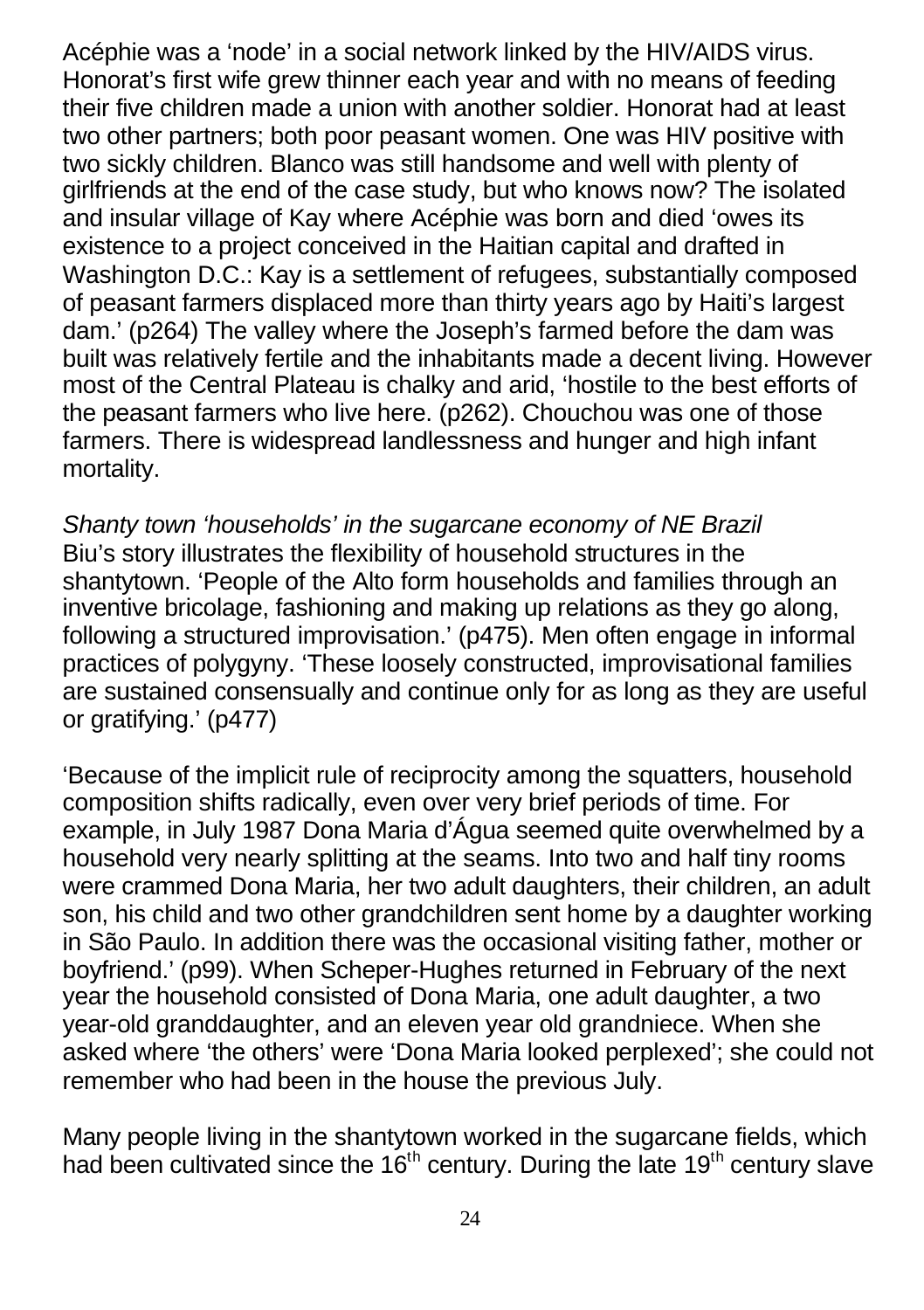Acéphie was a 'node' in a social network linked by the HIV/AIDS virus. Honorat's first wife grew thinner each year and with no means of feeding their five children made a union with another soldier. Honorat had at least two other partners; both poor peasant women. One was HIV positive with two sickly children. Blanco was still handsome and well with plenty of girlfriends at the end of the case study, but who knows now? The isolated and insular village of Kay where Acéphie was born and died 'owes its existence to a project conceived in the Haitian capital and drafted in Washington D.C.: Kay is a settlement of refugees, substantially composed of peasant farmers displaced more than thirty years ago by Haiti's largest dam.' (p264) The valley where the Joseph's farmed before the dam was built was relatively fertile and the inhabitants made a decent living. However most of the Central Plateau is chalky and arid, 'hostile to the best efforts of the peasant farmers who live here. (p262). Chouchou was one of those farmers. There is widespread landlessness and hunger and high infant mortality.

*Shanty town 'households' in the sugarcane economy of NE Brazil*
Biu's story illustrates the flexibility of household structures in the shantytown. 'People of the Alto form households and families through an inventive bricolage, fashioning and making up relations as they go along, following a structured improvisation.' (p475). Men often engage in informal practices of polygyny. 'These loosely constructed, improvisational families are sustained consensually and continue only for as long as they are useful or gratifying.' (p477)

'Because of the implicit rule of reciprocity among the squatters, household composition shifts radically, even over very brief periods of time. For example, in July 1987 Dona Maria d'Água seemed quite overwhelmed by a household very nearly splitting at the seams. Into two and half tiny rooms were crammed Dona Maria, her two adult daughters, their children, an adult son, his child and two other grandchildren sent home by a daughter working in São Paulo. In addition there was the occasional visiting father, mother or boyfriend.' (p99). When Scheper-Hughes returned in February of the next year the household consisted of Dona Maria, one adult daughter, a two year-old granddaughter, and an eleven year old grandniece. When she asked where 'the others' were 'Dona Maria looked perplexed'; she could not remember who had been in the house the previous July.

Many people living in the shantytown worked in the sugarcane fields, which had been cultivated since the 16th century. During the late 19th century slave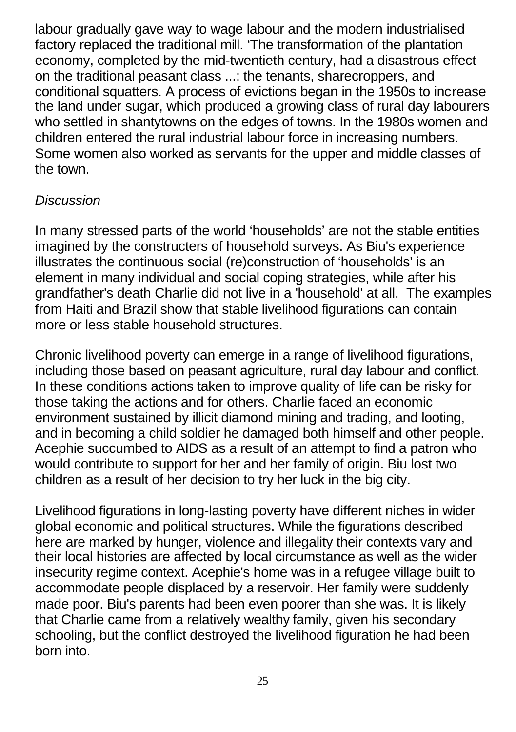labour gradually gave way to wage labour and the modern industrialised factory replaced the traditional mill. 'The transformation of the plantation economy, completed by the mid-twentieth century, had a disastrous effect on the traditional peasant class ...: the tenants, sharecroppers, and conditional squatters. A process of evictions began in the 1950s to increase the land under sugar, which produced a growing class of rural day labourers who settled in shantytowns on the edges of towns. In the 1980s women and children entered the rural industrial labour force in increasing numbers. Some women also worked as servants for the upper and middle classes of the town.

*Discussion*

In many stressed parts of the world 'households' are not the stable entities imagined by the constructers of household surveys. As Biu's experience illustrates the continuous social (re)construction of 'households' is an element in many individual and social coping strategies, while after his grandfather's death Charlie did not live in a 'household' at all. The examples from Haiti and Brazil show that stable livelihood figurations can contain more or less stable household structures.

Chronic livelihood poverty can emerge in a range of livelihood figurations, including those based on peasant agriculture, rural day labour and conflict. In these conditions actions taken to improve quality of life can be risky for those taking the actions and for others. Charlie faced an economic environment sustained by illicit diamond mining and trading, and looting, and in becoming a child soldier he damaged both himself and other people. Acephie succumbed to AIDS as a result of an attempt to find a patron who would contribute to support for her and her family of origin. Biu lost two children as a result of her decision to try her luck in the big city.

Livelihood figurations in long-lasting poverty have different niches in wider global economic and political structures. While the figurations described here are marked by hunger, violence and illegality their contexts vary and their local histories are affected by local circumstance as well as the wider insecurity regime context. Acephie's home was in a refugee village built to accommodate people displaced by a reservoir. Her family were suddenly made poor. Biu's parents had been even poorer than she was. It is likely that Charlie came from a relatively wealthy family, given his secondary schooling, but the conflict destroyed the livelihood figuration he had been born into.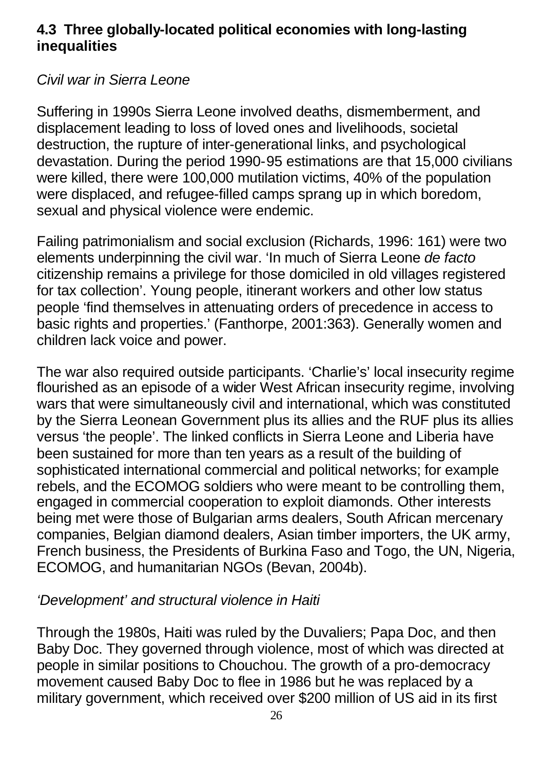### 4.3 Three globally-located political economies with long-lasting inequalities

*Civil war in Sierra Leone*

Suffering in 1990s Sierra Leone involved deaths, dismemberment, and displacement leading to loss of loved ones and livelihoods, societal destruction, the rupture of inter-generational links, and psychological devastation. During the period 1990-95 estimations are that 15,000 civilians were killed, there were 100,000 mutilation victims, 40% of the population were displaced, and refugee-filled camps sprang up in which boredom, sexual and physical violence were endemic.

Failing patrimonialism and social exclusion (Richards, 1996: 161) were two elements underpinning the civil war. 'In much of Sierra Leone *de facto* citizenship remains a privilege for those domiciled in old villages registered for tax collection'. Young people, itinerant workers and other low status people 'find themselves in attenuating orders of precedence in access to basic rights and properties.' (Fanthorpe, 2001:363). Generally women and children lack voice and power.

The war also required outside participants. 'Charlie's' local insecurity regime flourished as an episode of a wider West African insecurity regime, involving wars that were simultaneously civil and international, which was constituted by the Sierra Leonean Government plus its allies and the RUF plus its allies versus 'the people'. The linked conflicts in Sierra Leone and Liberia have been sustained for more than ten years as a result of the building of sophisticated international commercial and political networks; for example rebels, and the ECOMOG soldiers who were meant to be controlling them, engaged in commercial cooperation to exploit diamonds. Other interests being met were those of Bulgarian arms dealers, South African mercenary companies, Belgian diamond dealers, Asian timber importers, the UK army, French business, the Presidents of Burkina Faso and Togo, the UN, Nigeria, ECOMOG, and humanitarian NGOs (Bevan, 2004b).

*'Development' and structural violence in Haiti*

Through the 1980s, Haiti was ruled by the Duvaliers; Papa Doc, and then Baby Doc. They governed through violence, most of which was directed at people in similar positions to Chouchou. The growth of a pro-democracy movement caused Baby Doc to flee in 1986 but he was replaced by a military government, which received over $200 million of US aid in its first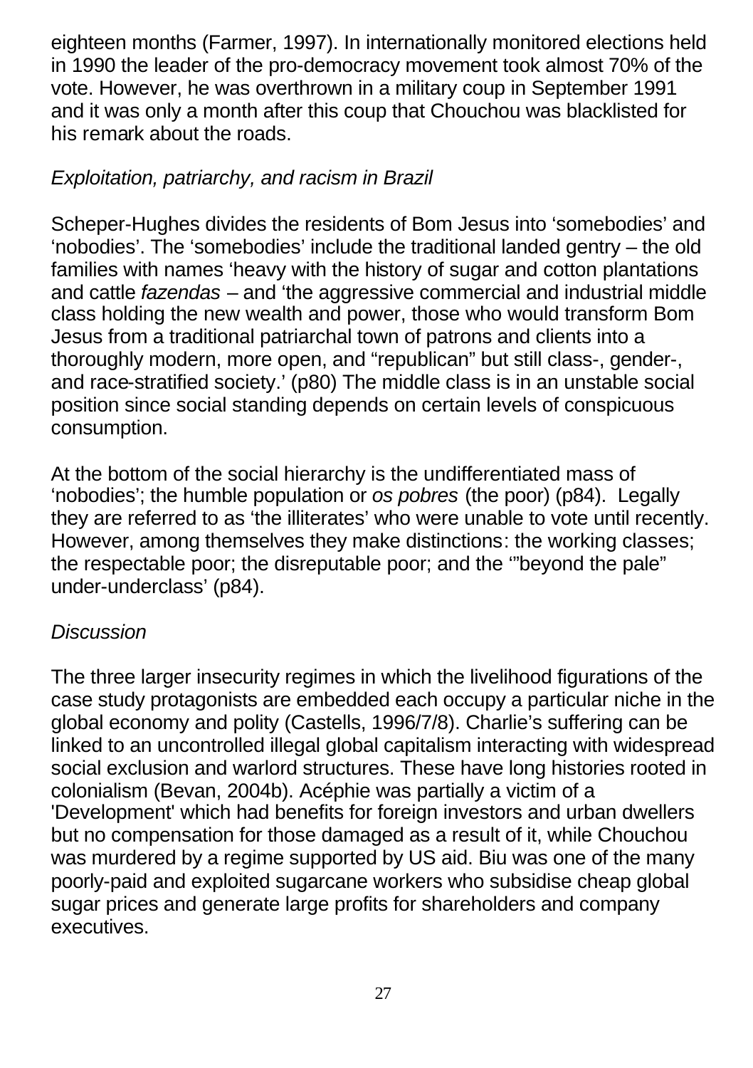eighteen months (Farmer, 1997). In internationally monitored elections held in 1990 the leader of the pro-democracy movement took almost 70% of the vote. However, he was overthrown in a military coup in September 1991 and it was only a month after this coup that Chouchou was blacklisted for his remark about the roads.

*Exploitation, patriarchy, and racism in Brazil*

Scheper-Hughes divides the residents of Bom Jesus into 'somebodies' and 'nobodies'. The 'somebodies' include the traditional landed gentry – the old families with names 'heavy with the history of sugar and cotton plantations and cattle *fazendas* – and 'the aggressive commercial and industrial middle class holding the new wealth and power, those who would transform Bom Jesus from a traditional patriarchal town of patrons and clients into a thoroughly modern, more open, and "republican" but still class-, gender-, and race-stratified society.' (p80) The middle class is in an unstable social position since social standing depends on certain levels of conspicuous consumption.

At the bottom of the social hierarchy is the undifferentiated mass of 'nobodies'; the humble population or *os pobres* (the poor) (p84). Legally they are referred to as 'the illiterates' who were unable to vote until recently. However, among themselves they make distinctions: the working classes; the respectable poor; the disreputable poor; and the '"beyond the pale" under-underclass' (p84).

*Discussion*

The three larger insecurity regimes in which the livelihood figurations of the case study protagonists are embedded each occupy a particular niche in the global economy and polity (Castells, 1996/7/8). Charlie's suffering can be linked to an uncontrolled illegal global capitalism interacting with widespread social exclusion and warlord structures. These have long histories rooted in colonialism (Bevan, 2004b). Acéphie was partially a victim of a 'Development' which had benefits for foreign investors and urban dwellers but no compensation for those damaged as a result of it, while Chouchou was murdered by a regime supported by US aid. Biu was one of the many poorly-paid and exploited sugarcane workers who subsidise cheap global sugar prices and generate large profits for shareholders and company executives.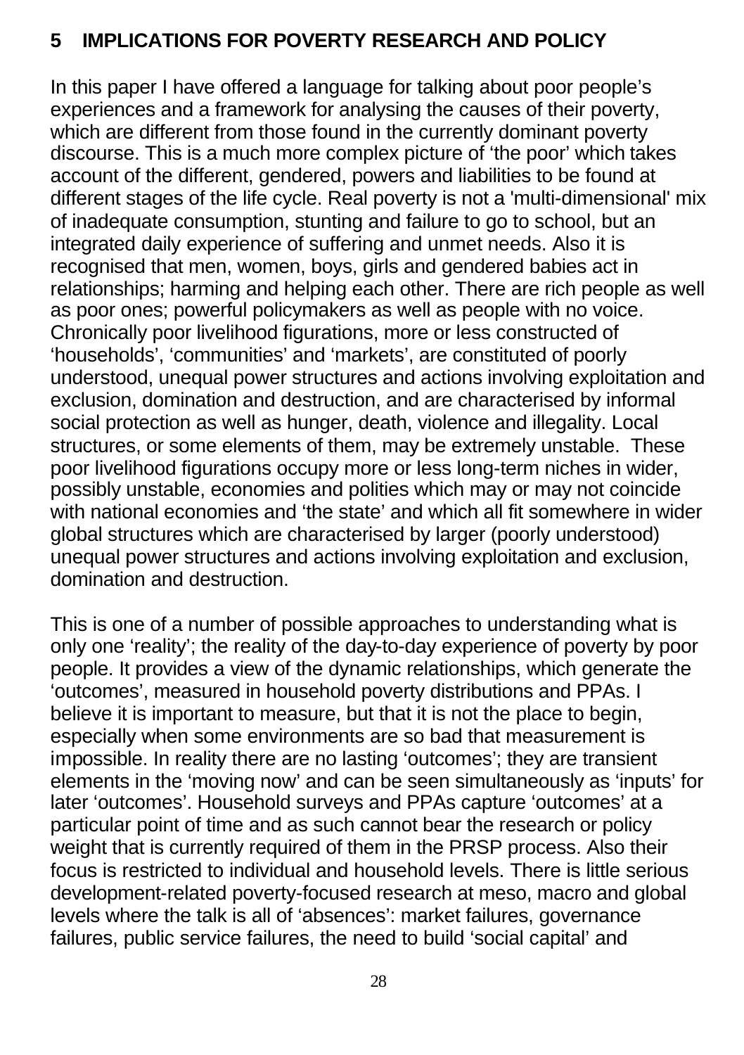## 5 IMPLICATIONS FOR POVERTY RESEARCH AND POLICY

In this paper I have offered a language for talking about poor people's experiences and a framework for analysing the causes of their poverty, which are different from those found in the currently dominant poverty discourse. This is a much more complex picture of 'the poor' which takes account of the different, gendered, powers and liabilities to be found at different stages of the life cycle. Real poverty is not a 'multi-dimensional' mix of inadequate consumption, stunting and failure to go to school, but an integrated daily experience of suffering and unmet needs. Also it is recognised that men, women, boys, girls and gendered babies act in relationships; harming and helping each other. There are rich people as well as poor ones; powerful policymakers as well as people with no voice. Chronically poor livelihood figurations, more or less constructed of 'households', 'communities' and 'markets', are constituted of poorly understood, unequal power structures and actions involving exploitation and exclusion, domination and destruction, and are characterised by informal social protection as well as hunger, death, violence and illegality. Local structures, or some elements of them, may be extremely unstable. These poor livelihood figurations occupy more or less long-term niches in wider, possibly unstable, economies and polities which may or may not coincide with national economies and 'the state' and which all fit somewhere in wider global structures which are characterised by larger (poorly understood) unequal power structures and actions involving exploitation and exclusion, domination and destruction.

This is one of a number of possible approaches to understanding what is only one 'reality'; the reality of the day-to-day experience of poverty by poor people. It provides a view of the dynamic relationships, which generate the 'outcomes', measured in household poverty distributions and PPAs. I believe it is important to measure, but that it is not the place to begin, especially when some environments are so bad that measurement is impossible. In reality there are no lasting 'outcomes'; they are transient elements in the 'moving now' and can be seen simultaneously as 'inputs' for later 'outcomes'. Household surveys and PPAs capture 'outcomes' at a particular point of time and as such cannot bear the research or policy weight that is currently required of them in the PRSP process. Also their focus is restricted to individual and household levels. There is little serious development-related poverty-focused research at meso, macro and global levels where the talk is all of 'absences': market failures, governance failures, public service failures, the need to build 'social capital' and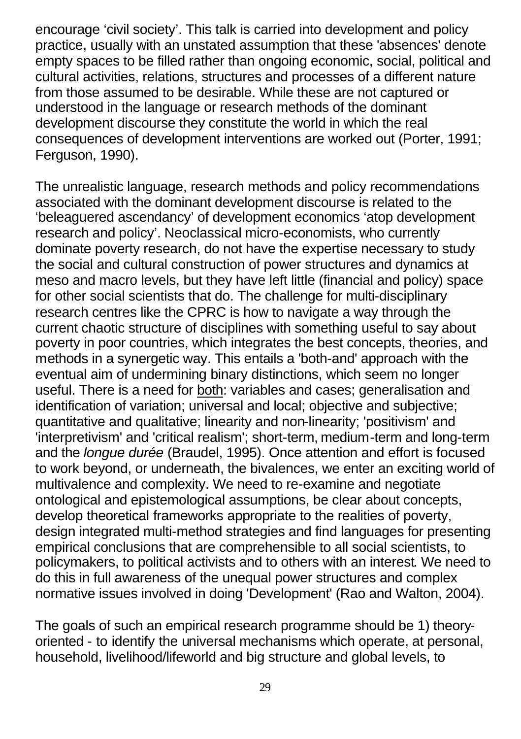encourage 'civil society'. This talk is carried into development and policy practice, usually with an unstated assumption that these 'absences' denote empty spaces to be filled rather than ongoing economic, social, political and cultural activities, relations, structures and processes of a different nature from those assumed to be desirable. While these are not captured or understood in the language or research methods of the dominant development discourse they constitute the world in which the real consequences of development interventions are worked out (Porter, 1991; Ferguson, 1990).

The unrealistic language, research methods and policy recommendations associated with the dominant development discourse is related to the 'beleaguered ascendancy' of development economics 'atop development research and policy'. Neoclassical micro-economists, who currently dominate poverty research, do not have the expertise necessary to study the social and cultural construction of power structures and dynamics at meso and macro levels, but they have left little (financial and policy) space for other social scientists that do. The challenge for multi-disciplinary research centres like the CPRC is how to navigate a way through the current chaotic structure of disciplines with something useful to say about poverty in poor countries, which integrates the best concepts, theories, and methods in a synergetic way. This entails a 'both-and' approach with the eventual aim of undermining binary distinctions, which seem no longer useful. There is a need for <u>both</u>: variables and cases; generalisation and identification of variation; universal and local; objective and subjective; quantitative and qualitative; linearity and non-linearity; 'positivism' and 'interpretivism' and 'critical realism'; short-term, medium-term and long-term and the *longue durée* (Braudel, 1995). Once attention and effort is focused to work beyond, or underneath, the bivalences, we enter an exciting world of multivalence and complexity. We need to re-examine and negotiate ontological and epistemological assumptions, be clear about concepts, develop theoretical frameworks appropriate to the realities of poverty, design integrated multi-method strategies and find languages for presenting empirical conclusions that are comprehensible to all social scientists, to policymakers, to political activists and to others with an interest. We need to do this in full awareness of the unequal power structures and complex normative issues involved in doing 'Development' (Rao and Walton, 2004).

The goals of such an empirical research programme should be 1) theory-oriented - to identify the universal mechanisms which operate, at personal, household, livelihood/lifeworld and big structure and global levels, to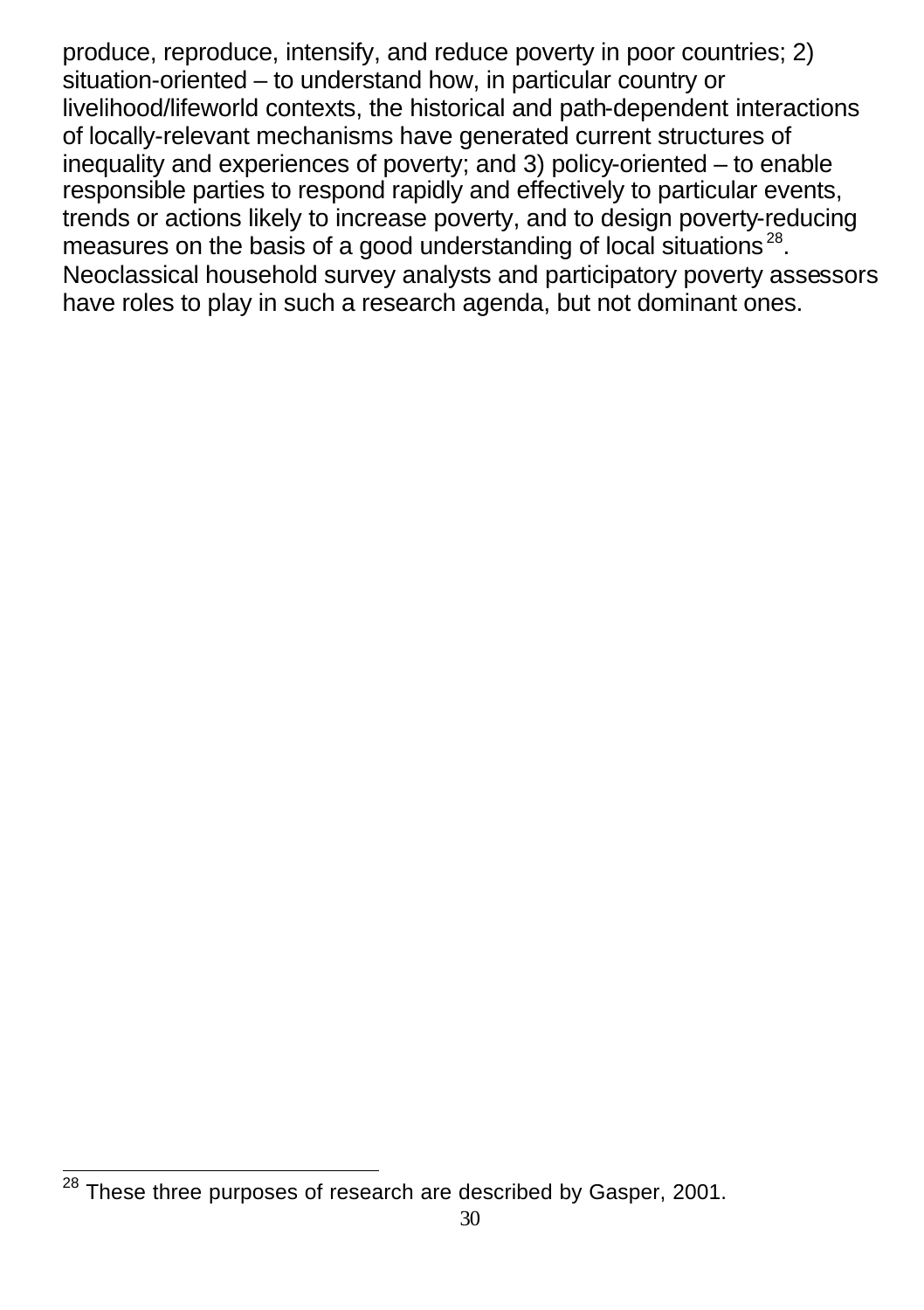produce, reproduce, intensify, and reduce poverty in poor countries; 2) situation-oriented – to understand how, in particular country or livelihood/lifeworld contexts, the historical and path-dependent interactions of locally-relevant mechanisms have generated current structures of inequality and experiences of poverty; and 3) policy-oriented – to enable responsible parties to respond rapidly and effectively to particular events, trends or actions likely to increase poverty, and to design poverty-reducing measures on the basis of a good understanding of local situations[28]. Neoclassical household survey analysts and participatory poverty assessors have roles to play in such a research agenda, but not dominant ones.

[28] These three purposes of research are described by Gasper, 2001.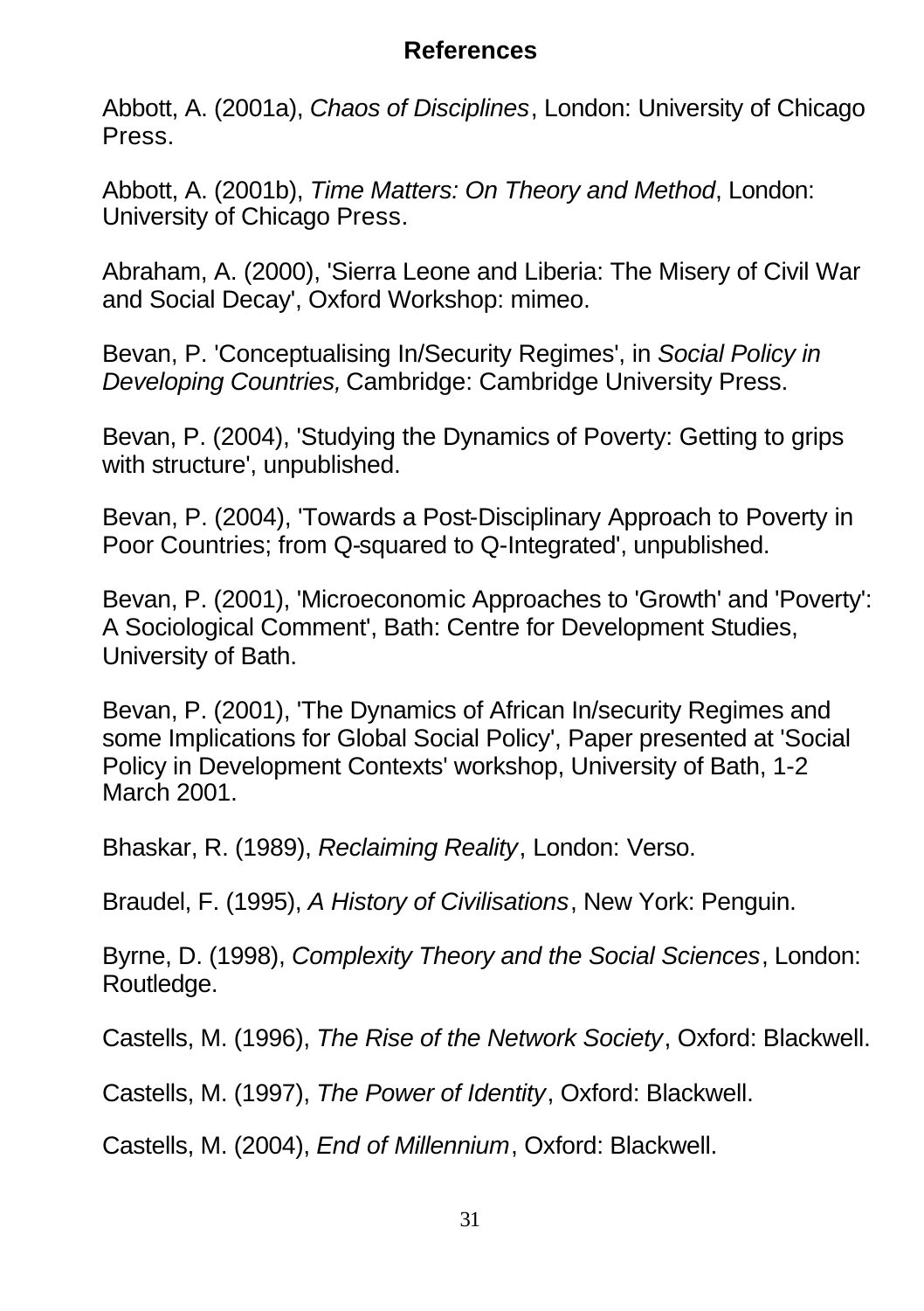## References

Abbott, A. (2001a), *Chaos of Disciplines*, London: University of Chicago Press.

Abbott, A. (2001b), *Time Matters: On Theory and Method*, London: University of Chicago Press.

Abraham, A. (2000), 'Sierra Leone and Liberia: The Misery of Civil War and Social Decay', Oxford Workshop: mimeo.

Bevan, P. 'Conceptualising In/Security Regimes', in *Social Policy in Developing Countries,* Cambridge: Cambridge University Press.

Bevan, P. (2004), 'Studying the Dynamics of Poverty: Getting to grips with structure', unpublished.

Bevan, P. (2004), 'Towards a Post-Disciplinary Approach to Poverty in Poor Countries; from Q-squared to Q-Integrated', unpublished.

Bevan, P. (2001), 'Microeconomic Approaches to 'Growth' and 'Poverty': A Sociological Comment', Bath: Centre for Development Studies, University of Bath.

Bevan, P. (2001), 'The Dynamics of African In/security Regimes and some Implications for Global Social Policy', Paper presented at 'Social Policy in Development Contexts' workshop, University of Bath, 1-2 March 2001.

Bhaskar, R. (1989), *Reclaiming Reality*, London: Verso.

Braudel, F. (1995), *A History of Civilisations*, New York: Penguin.

Byrne, D. (1998), *Complexity Theory and the Social Sciences*, London: Routledge.

Castells, M. (1996), *The Rise of the Network Society*, Oxford: Blackwell.

Castells, M. (1997), *The Power of Identity*, Oxford: Blackwell.

Castells, M. (2004), *End of Millennium*, Oxford: Blackwell.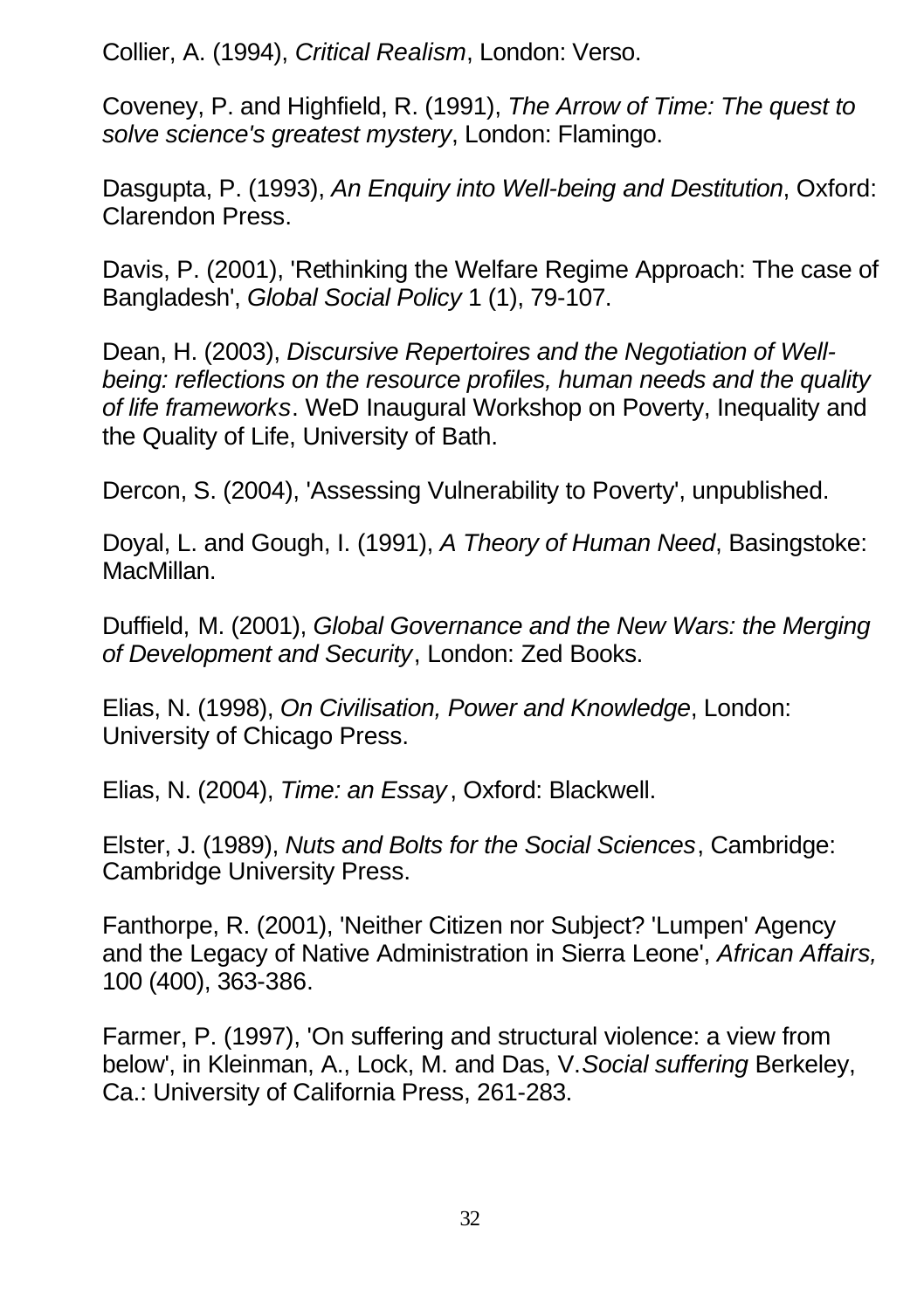Collier, A. (1994), *Critical Realism*, London: Verso.

Coveney, P. and Highfield, R. (1991), *The Arrow of Time: The quest to solve science's greatest mystery*, London: Flamingo.

Dasgupta, P. (1993), *An Enquiry into Well-being and Destitution*, Oxford: Clarendon Press.

Davis, P. (2001), 'Rethinking the Welfare Regime Approach: The case of Bangladesh', *Global Social Policy* 1 (1), 79-107.

Dean, H. (2003), *Discursive Repertoires and the Negotiation of Well-being: reflections on the resource profiles, human needs and the quality of life frameworks*. WeD Inaugural Workshop on Poverty, Inequality and the Quality of Life, University of Bath.

Dercon, S. (2004), 'Assessing Vulnerability to Poverty', unpublished.

Doyal, L. and Gough, I. (1991), *A Theory of Human Need*, Basingstoke: MacMillan.

Duffield, M. (2001), *Global Governance and the New Wars: the Merging of Development and Security*, London: Zed Books.

Elias, N. (1998), *On Civilisation, Power and Knowledge*, London: University of Chicago Press.

Elias, N. (2004), *Time: an Essay*, Oxford: Blackwell.

Elster, J. (1989), *Nuts and Bolts for the Social Sciences*, Cambridge: Cambridge University Press.

Fanthorpe, R. (2001), 'Neither Citizen nor Subject? 'Lumpen' Agency and the Legacy of Native Administration in Sierra Leone', *African Affairs,* 100 (400), 363-386.

Farmer, P. (1997), 'On suffering and structural violence: a view from below', in Kleinman, A., Lock, M. and Das, V.*Social suffering* Berkeley, Ca.: University of California Press, 261-283.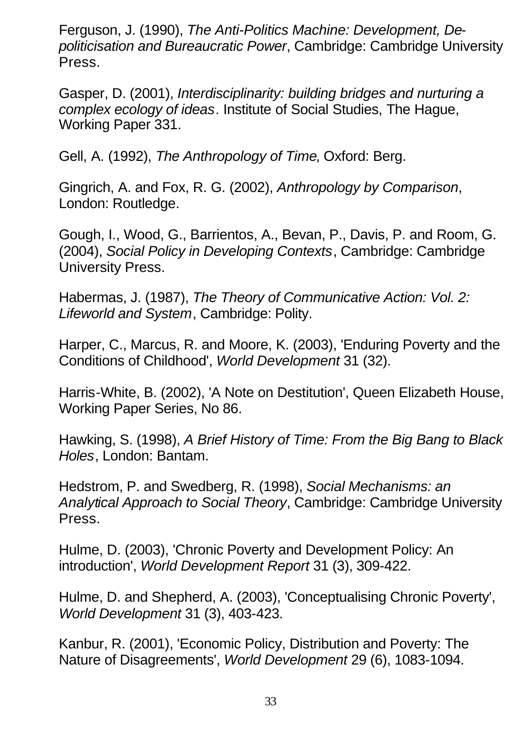Ferguson, J. (1990), *The Anti-Politics Machine: Development, De-politicisation and Bureaucratic Power*, Cambridge: Cambridge University Press.

Gasper, D. (2001), *Interdisciplinarity: building bridges and nurturing a complex ecology of ideas*. Institute of Social Studies, The Hague, Working Paper 331.

Gell, A. (1992), *The Anthropology of Time*, Oxford: Berg.

Gingrich, A. and Fox, R. G. (2002), *Anthropology by Comparison*, London: Routledge.

Gough, I., Wood, G., Barrientos, A., Bevan, P., Davis, P. and Room, G. (2004), *Social Policy in Developing Contexts*, Cambridge: Cambridge University Press.

Habermas, J. (1987), *The Theory of Communicative Action: Vol. 2: Lifeworld and System*, Cambridge: Polity.

Harper, C., Marcus, R. and Moore, K. (2003), 'Enduring Poverty and the Conditions of Childhood', *World Development* 31 (32).

Harris-White, B. (2002), 'A Note on Destitution', Queen Elizabeth House, Working Paper Series, No 86.

Hawking, S. (1998), *A Brief History of Time: From the Big Bang to Black Holes*, London: Bantam.

Hedstrom, P. and Swedberg, R. (1998), *Social Mechanisms: an Analytical Approach to Social Theory*, Cambridge: Cambridge University Press.

Hulme, D. (2003), 'Chronic Poverty and Development Policy: An introduction', *World Development Report* 31 (3), 309-422.

Hulme, D. and Shepherd, A. (2003), 'Conceptualising Chronic Poverty', *World Development* 31 (3), 403-423.

Kanbur, R. (2001), 'Economic Policy, Distribution and Poverty: The Nature of Disagreements', *World Development* 29 (6), 1083-1094.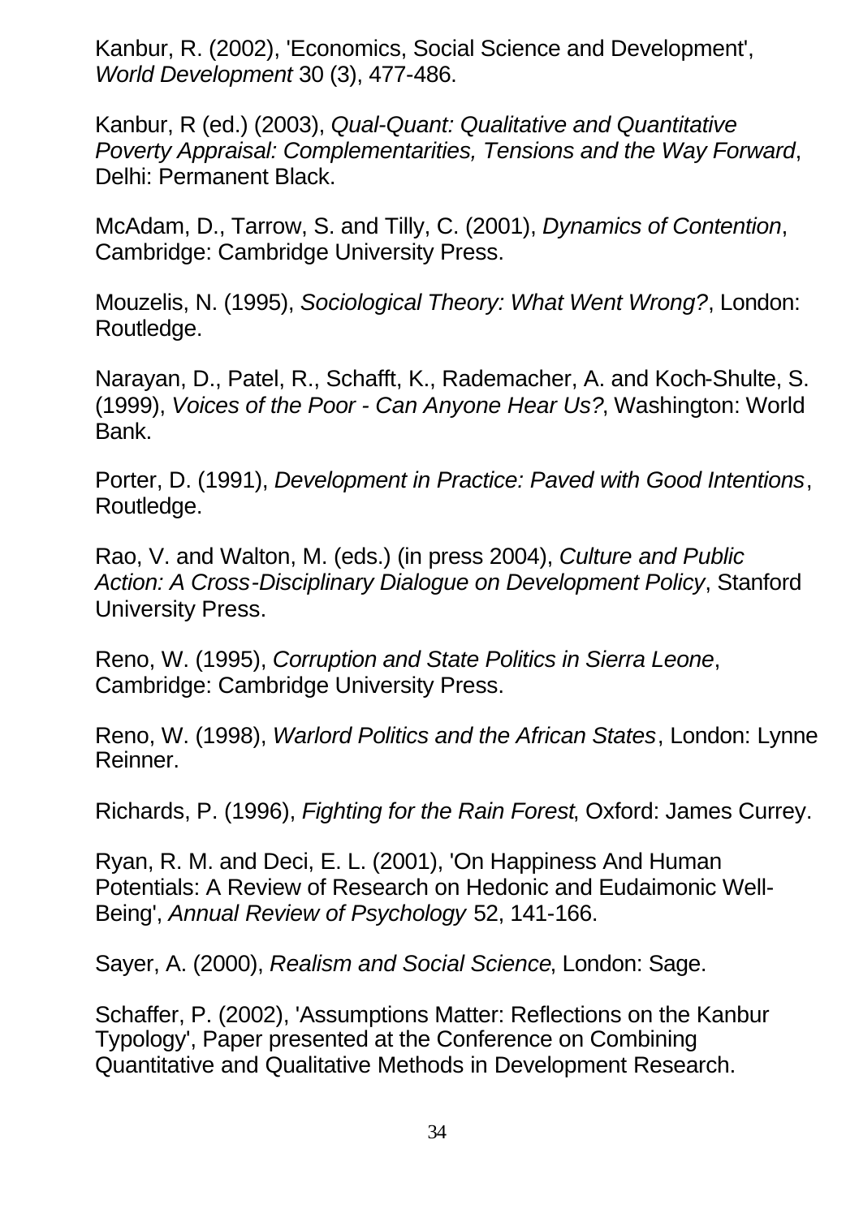Kanbur, R. (2002), 'Economics, Social Science and Development', *World Development* 30 (3), 477-486.

Kanbur, R (ed.) (2003), *Qual-Quant: Qualitative and Quantitative Poverty Appraisal: Complementarities, Tensions and the Way Forward*, Delhi: Permanent Black.

McAdam, D., Tarrow, S. and Tilly, C. (2001), *Dynamics of Contention*, Cambridge: Cambridge University Press.

Mouzelis, N. (1995), *Sociological Theory: What Went Wrong?*, London: Routledge.

Narayan, D., Patel, R., Schafft, K., Rademacher, A. and Koch-Shulte, S. (1999), *Voices of the Poor - Can Anyone Hear Us?*, Washington: World Bank.

Porter, D. (1991), *Development in Practice: Paved with Good Intentions*, Routledge.

Rao, V. and Walton, M. (eds.) (in press 2004), *Culture and Public Action: A Cross-Disciplinary Dialogue on Development Policy*, Stanford University Press.

Reno, W. (1995), *Corruption and State Politics in Sierra Leone*, Cambridge: Cambridge University Press.

Reno, W. (1998), *Warlord Politics and the African States*, London: Lynne Reinner.

Richards, P. (1996), *Fighting for the Rain Forest*, Oxford: James Currey.

Ryan, R. M. and Deci, E. L. (2001), 'On Happiness And Human Potentials: A Review of Research on Hedonic and Eudaimonic Well-Being', *Annual Review of Psychology* 52, 141-166.

Sayer, A. (2000), *Realism and Social Science*, London: Sage.

Schaffer, P. (2002), 'Assumptions Matter: Reflections on the Kanbur Typology', Paper presented at the Conference on Combining Quantitative and Qualitative Methods in Development Research.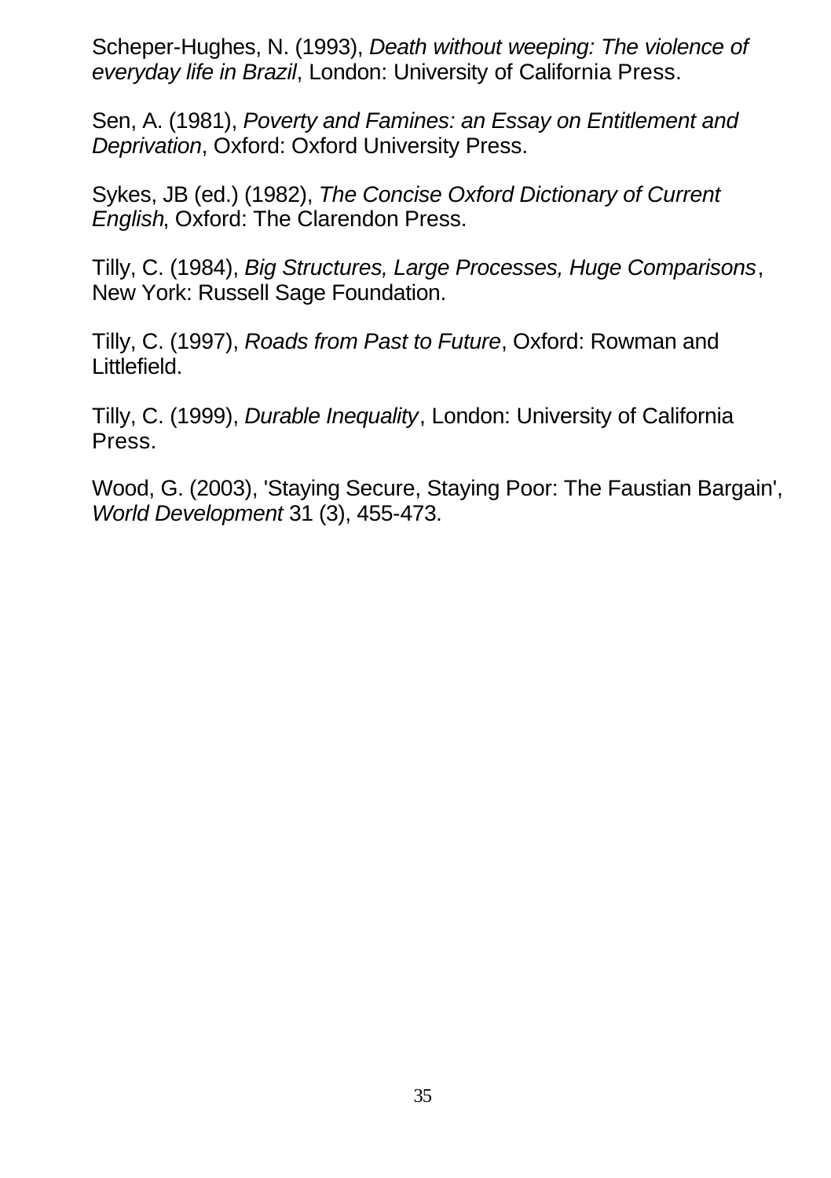Scheper-Hughes, N. (1993), *Death without weeping: The violence of everyday life in Brazil*, London: University of California Press.

Sen, A. (1981), *Poverty and Famines: an Essay on Entitlement and Deprivation*, Oxford: Oxford University Press.

Sykes, JB (ed.) (1982), *The Concise Oxford Dictionary of Current English*, Oxford: The Clarendon Press.

Tilly, C. (1984), *Big Structures, Large Processes, Huge Comparisons*, New York: Russell Sage Foundation.

Tilly, C. (1997), *Roads from Past to Future*, Oxford: Rowman and Littlefield.

Tilly, C. (1999), *Durable Inequality*, London: University of California Press.

Wood, G. (2003), 'Staying Secure, Staying Poor: The Faustian Bargain', *World Development* 31 (3), 455-473.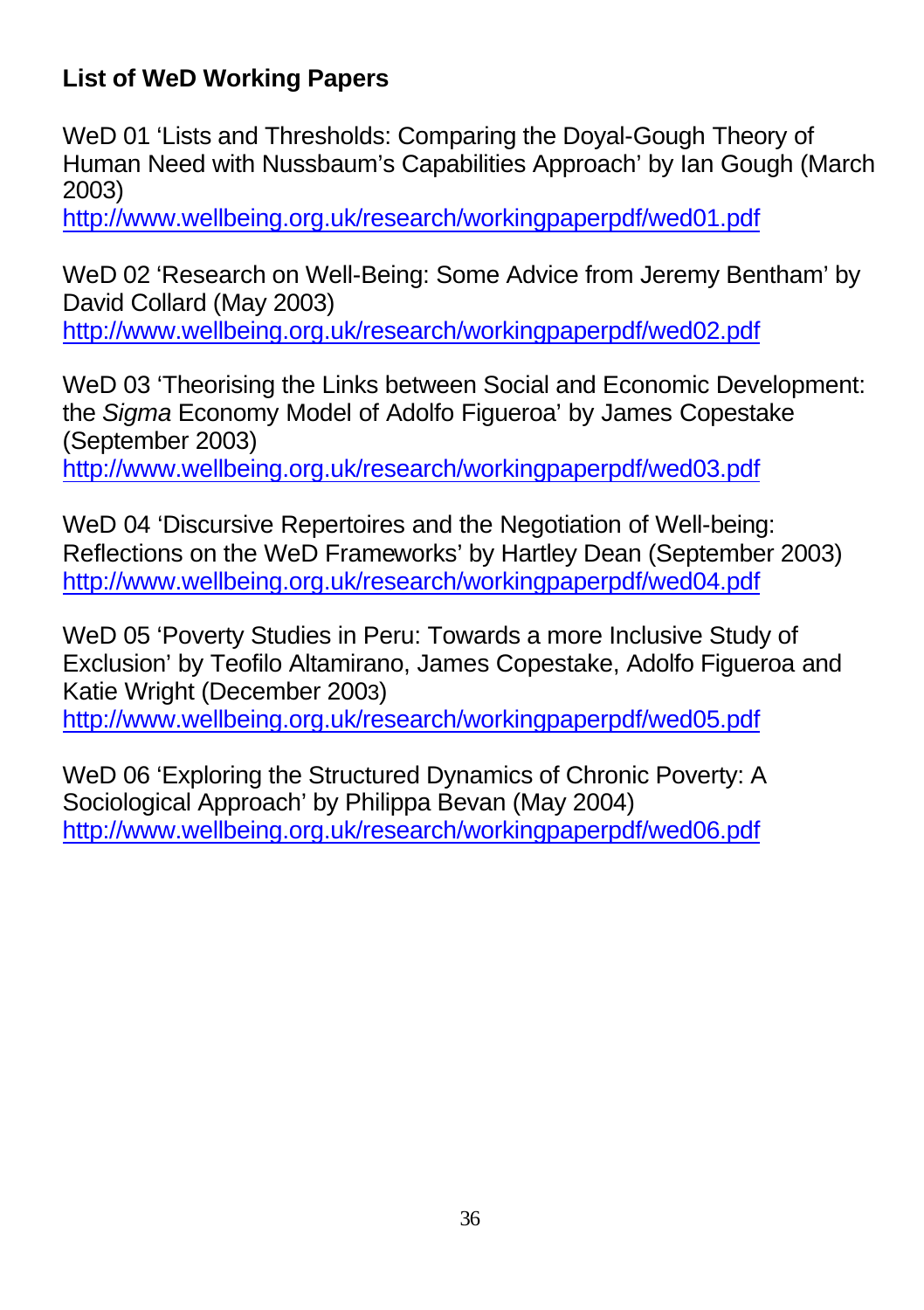**List of WeD Working Papers**

WeD 01 'Lists and Thresholds: Comparing the Doyal-Gough Theory of Human Need with Nussbaum's Capabilities Approach' by Ian Gough (March 2003)
http://www.wellbeing.org.uk/research/workingpaperpdf/wed01.pdf

WeD 02 'Research on Well-Being: Some Advice from Jeremy Bentham' by David Collard (May 2003)
http://www.wellbeing.org.uk/research/workingpaperpdf/wed02.pdf

WeD 03 'Theorising the Links between Social and Economic Development: the *Sigma* Economy Model of Adolfo Figueroa' by James Copestake (September 2003)
http://www.wellbeing.org.uk/research/workingpaperpdf/wed03.pdf

WeD 04 'Discursive Repertoires and the Negotiation of Well-being: Reflections on the WeD Frameworks' by Hartley Dean (September 2003)
http://www.wellbeing.org.uk/research/workingpaperpdf/wed04.pdf

WeD 05 'Poverty Studies in Peru: Towards a more Inclusive Study of Exclusion' by Teofilo Altamirano, James Copestake, Adolfo Figueroa and Katie Wright (December 2003)
http://www.wellbeing.org.uk/research/workingpaperpdf/wed05.pdf

WeD 06 'Exploring the Structured Dynamics of Chronic Poverty: A Sociological Approach' by Philippa Bevan (May 2004)
http://www.wellbeing.org.uk/research/workingpaperpdf/wed06.pdf